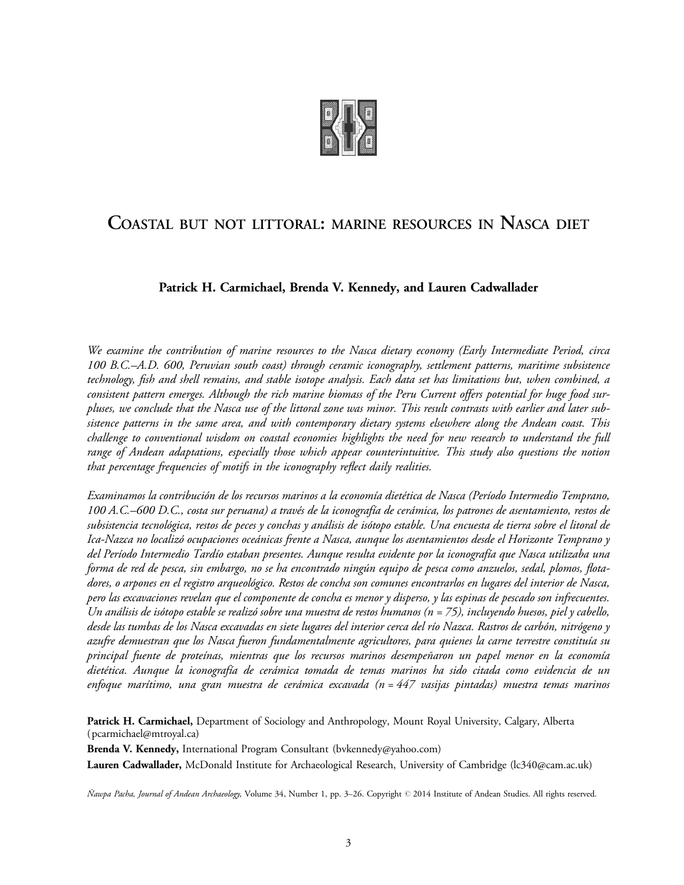# COASTAL BUT NOT LITTORAL: MARINE RESOURCES IN NASCA DIET

**Patrick H. Carmichael, Brenda V. Kennedy, and Lauren Cadwallader**

*We examine the contribution of marine resources to the Nasca dietary economy (Early Intermediate Period, circa 100 B.C.–A.D. 600, Peruvian south coast) through ceramic iconography, settlement patterns, maritime subsistence technology, fish and shell remains, and stable isotope analysis. Each data set has limitations but, when combined, a consistent pattern emerges. Although the rich marine biomass of the Peru Current offers potential for huge food surpluses, we conclude that the Nasca use of the littoral zone was minor. This result contrasts with earlier and later subsistence patterns in the same area, and with contemporary dietary systems elsewhere along the Andean coast. This challenge to conventional wisdom on coastal economies highlights the need for new research to understand the full range of Andean adaptations, especially those which appear counterintuitive. This study also questions the notion that percentage frequencies of motifs in the iconography reflect daily realities.*

*Examinamos la contribución de los recursos marinos a la economía dietética de Nasca (Período Intermedio Temprano, 100 A.C.–600 D.C., costa sur peruana) a través de la iconografía de cerámica, los patrones de asentamiento, restos de subsistencia tecnológica, restos de peces y conchas y análisis de isótopo estable. Una encuesta de tierra sobre el litoral de Ica-Nazca no localizó ocupaciones oceánicas frente a Nasca, aunque los asentamientos desde el Horizonte Temprano y del Período Intermedio Tardío estaban presentes. Aunque resulta evidente por la iconografía que Nasca utilizaba una forma de red de pesca, sin embargo, no se ha encontrado ningún equipo de pesca como anzuelos, sedal, plomos, flotadores, o arpones en el registro arqueológico. Restos de concha son comunes encontrarlos en lugares del interior de Nasca, pero las excavaciones revelan que el componente de concha es menor y disperso, y las espinas de pescado son infrecuentes. Un análisis de isótopo estable se realizó sobre una muestra de restos humanos (n = 75), incluyendo huesos, piel y cabello, desde las tumbas de los Nasca excavadas en siete lugares del interior cerca del río Nazca. Rastros de carbón, nitrógeno y azufre demuestran que los Nasca fueron fundamentalmente agricultores, para quienes la carne terrestre constituía su principal fuente de proteínas, mientras que los recursos marinos desempeñaron un papel menor en la economía dietética. Aunque la iconografía de cerámica tomada de temas marinos ha sido citada como evidencia de un enfoque marítimo, una gran muestra de cerámica excavada (n = 447 vasijas pintadas) muestra temas marinos*

**Patrick H. Carmichael,** Department of Sociology and Anthropology, Mount Royal University, Calgary, Alberta (pcarmichael@mtroyal.ca)

**Brenda V. Kennedy,** International Program Consultant (bvkennedy@yahoo.com)

**Lauren Cadwallader,** McDonald Institute for Archaeological Research, University of Cambridge (lc340@cam.ac.uk)

*Ñawpa Pacha, Journal of Andean Archaeology,* Volume 34, Number 1, pp. 3–26. Copyright © 2014 Institute of Andean Studies. All rights reserved.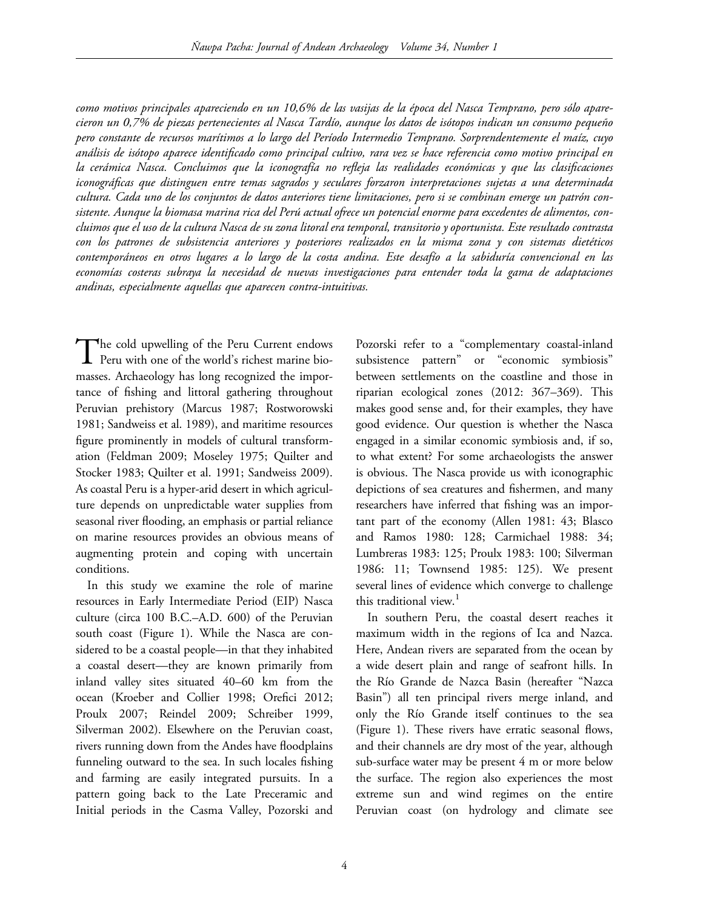*como motivos principales apareciendo en un 10,6% de las vasijas de la época del Nasca Temprano, pero sólo aparecieron un 0,7% de piezas pertenecientes al Nasca Tardío, aunque los datos de isótopos indican un consumo pequeño pero constante de recursos marítimos a lo largo del Período Intermedio Temprano. Sorprendentemente el maíz, cuyo análisis de isótopo aparece identificado como principal cultivo, rara vez se hace referencia como motivo principal en la cerámica Nasca. Concluimos que la iconografía no refleja las realidades económicas y que las clasificaciones iconográficas que distinguen entre temas sagrados y seculares forzaron interpretaciones sujetas a una determinada cultura. Cada uno de los conjuntos de datos anteriores tiene limitaciones, pero si se combinan emerge un patrón consistente. Aunque la biomasa marina rica del Perú actual ofrece un potencial enorme para excedentes de alimentos, concluimos que el uso de la cultura Nasca de su zona litoral era temporal, transitorio y oportunista. Este resultado contrasta con los patrones de subsistencia anteriores y posteriores realizados en la misma zona y con sistemas dietéticos contemporáneos en otros lugares a lo largo de la costa andina. Este desafío a la sabiduría convencional en las economías costeras subraya la necesidad de nuevas investigaciones para entender toda la gama de adaptaciones andinas, especialmente aquellas que aparecen contra-intuitivas.*

The cold upwelling of the Peru Current endows Peru with one of the world's richest marine biomasses. Archaeology has long recognized the importance of fishing and littoral gathering throughout Peruvian prehistory (Marcus 1987; Rostworowski 1981; Sandweiss et al. 1989), and maritime resources figure prominently in models of cultural transformation (Feldman 2009; Moseley 1975; Quilter and Stocker 1983; Quilter et al. 1991; Sandweiss 2009). As coastal Peru is a hyper-arid desert in which agriculture depends on unpredictable water supplies from seasonal river flooding, an emphasis or partial reliance on marine resources provides an obvious means of augmenting protein and coping with uncertain conditions.

In this study we examine the role of marine resources in Early Intermediate Period (EIP) Nasca culture (circa 100 B.C.–A.D. 600) of the Peruvian south coast (Figure 1). While the Nasca are considered to be a coastal people—in that they inhabited a coastal desert—they are known primarily from inland valley sites situated 40–60 km from the ocean (Kroeber and Collier 1998; Orefici 2012; Proulx 2007; Reindel 2009; Schreiber 1999, Silverman 2002). Elsewhere on the Peruvian coast, rivers running down from the Andes have floodplains funneling outward to the sea. In such locales fishing and farming are easily integrated pursuits. In a pattern going back to the Late Preceramic and Initial periods in the Casma Valley, Pozorski and Pozorski refer to a "complementary coastal-inland subsistence pattern" or "economic symbiosis" between settlements on the coastline and those in riparian ecological zones (2012: 367–369). This makes good sense and, for their examples, they have good evidence. Our question is whether the Nasca engaged in a similar economic symbiosis and, if so, to what extent? For some archaeologists the answer is obvious. The Nasca provide us with iconographic depictions of sea creatures and fishermen, and many researchers have inferred that fishing was an important part of the economy (Allen 1981: 43; Blasco and Ramos 1980: 128; Carmichael 1988: 34; Lumbreras 1983: 125; Proulx 1983: 100; Silverman 1986: 11; Townsend 1985: 125). We present several lines of evidence which converge to challenge this traditional view.[1]

In southern Peru, the coastal desert reaches it maximum width in the regions of Ica and Nazca. Here, Andean rivers are separated from the ocean by a wide desert plain and range of seafront hills. In the Río Grande de Nazca Basin (hereafter "Nazca Basin") all ten principal rivers merge inland, and only the Río Grande itself continues to the sea (Figure 1). These rivers have erratic seasonal flows, and their channels are dry most of the year, although sub-surface water may be present 4 m or more below the surface. The region also experiences the most extreme sun and wind regimes on the entire Peruvian coast (on hydrology and climate see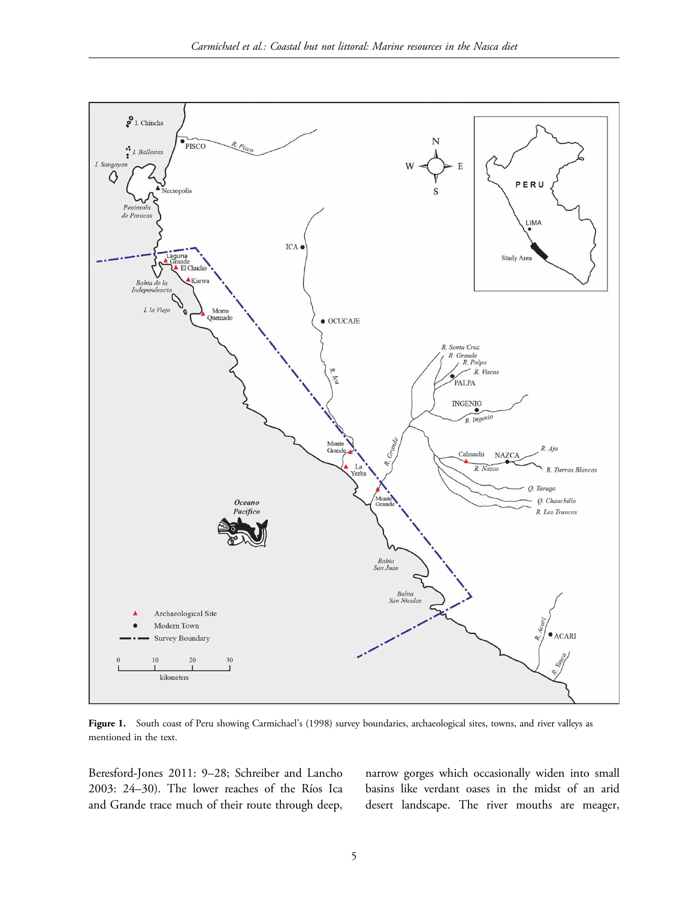Figure 1. South coast of Peru showing Carmichael's (1998) survey boundaries, archaeological sites, towns, and river valleys as mentioned in the text.

Beresford-Jones 2011: 9–28; Schreiber and Lancho 2003: 24–30). The lower reaches of the Ríos Ica and Grande trace much of their route through deep, narrow gorges which occasionally widen into small basins like verdant oases in the midst of an arid desert landscape. The river mouths are meager,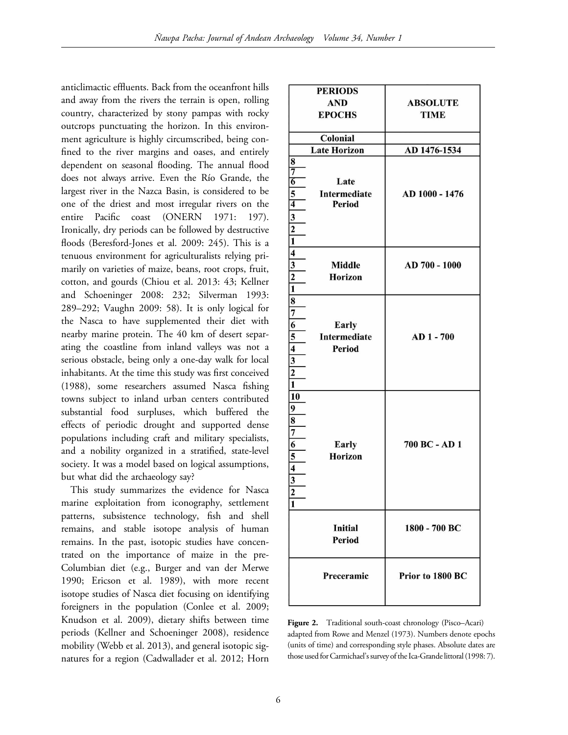anticlimactic effluents. Back from the oceanfront hills and away from the rivers the terrain is open, rolling country, characterized by stony pampas with rocky outcrops punctuating the horizon. In this environment agriculture is highly circumscribed, being confined to the river margins and oases, and entirely dependent on seasonal flooding. The annual flood does not always arrive. Even the Río Grande, the largest river in the Nazca Basin, is considered to be one of the driest and most irregular rivers on the entire Pacific coast (ONERN 1971: 197). Ironically, dry periods can be followed by destructive floods (Beresford-Jones et al. 2009: 245). This is a tenuous environment for agriculturalists relying primarily on varieties of maize, beans, root crops, fruit, cotton, and gourds (Chiou et al. 2013: 43; Kellner and Schoeninger 2008: 232; Silverman 1993: 289–292; Vaughn 2009: 58). It is only logical for the Nasca to have supplemented their diet with nearby marine protein. The 40 km of desert separating the coastline from inland valleys was not a serious obstacle, being only a one-day walk for local inhabitants. At the time this study was first conceived (1988), some researchers assumed Nasca fishing towns subject to inland urban centers contributed substantial food surpluses, which buffered the effects of periodic drought and supported dense populations including craft and military specialists, and a nobility organized in a stratified, state-level society. It was a model based on logical assumptions, but what did the archaeology say?

This study summarizes the evidence for Nasca marine exploitation from iconography, settlement patterns, subsistence technology, fish and shell remains, and stable isotope analysis of human remains. In the past, isotopic studies have concentrated on the importance of maize in the pre-Columbian diet (e.g., Burger and van der Merwe 1990; Ericson et al. 1989), with more recent isotope studies of Nasca diet focusing on identifying foreigners in the population (Conlee et al. 2009; Knudson et al. 2009), dietary shifts between time periods (Kellner and Schoeninger 2008), residence mobility (Webb et al. 2013), and general isotopic signatures for a region (Cadwallader et al. 2012; Horn

| Epochs | Periods and Epochs | Absolute Time |
|---|---|---|
| | Colonial | |
| | Late Horizon | AD 1476-1534 |
| 8, 7, 6, 5, 4, 3, 2, 1 | Late Intermediate Period | AD 1000 - 1476 |
| 4, 3, 2, 1 | Middle Horizon | AD 700 - 1000 |
| 8, 7, 6, 5, 4, 3, 2, 1 | Early Intermediate Period | AD 1 - 700 |
| 10, 9, 8, 7, 6, 5, 4, 3, 2, 1 | Early Horizon | 700 BC - AD 1 |
| | Initial Period | 1800 - 700 BC |
| | Preceramic | Prior to 1800 BC |

**Figure 2.** Traditional south-coast chronology (Pisco–Acari) adapted from Rowe and Menzel (1973). Numbers denote epochs (units of time) and corresponding style phases. Absolute dates are those used for Carmichael's survey of the Ica-Grande littoral (1998: 7).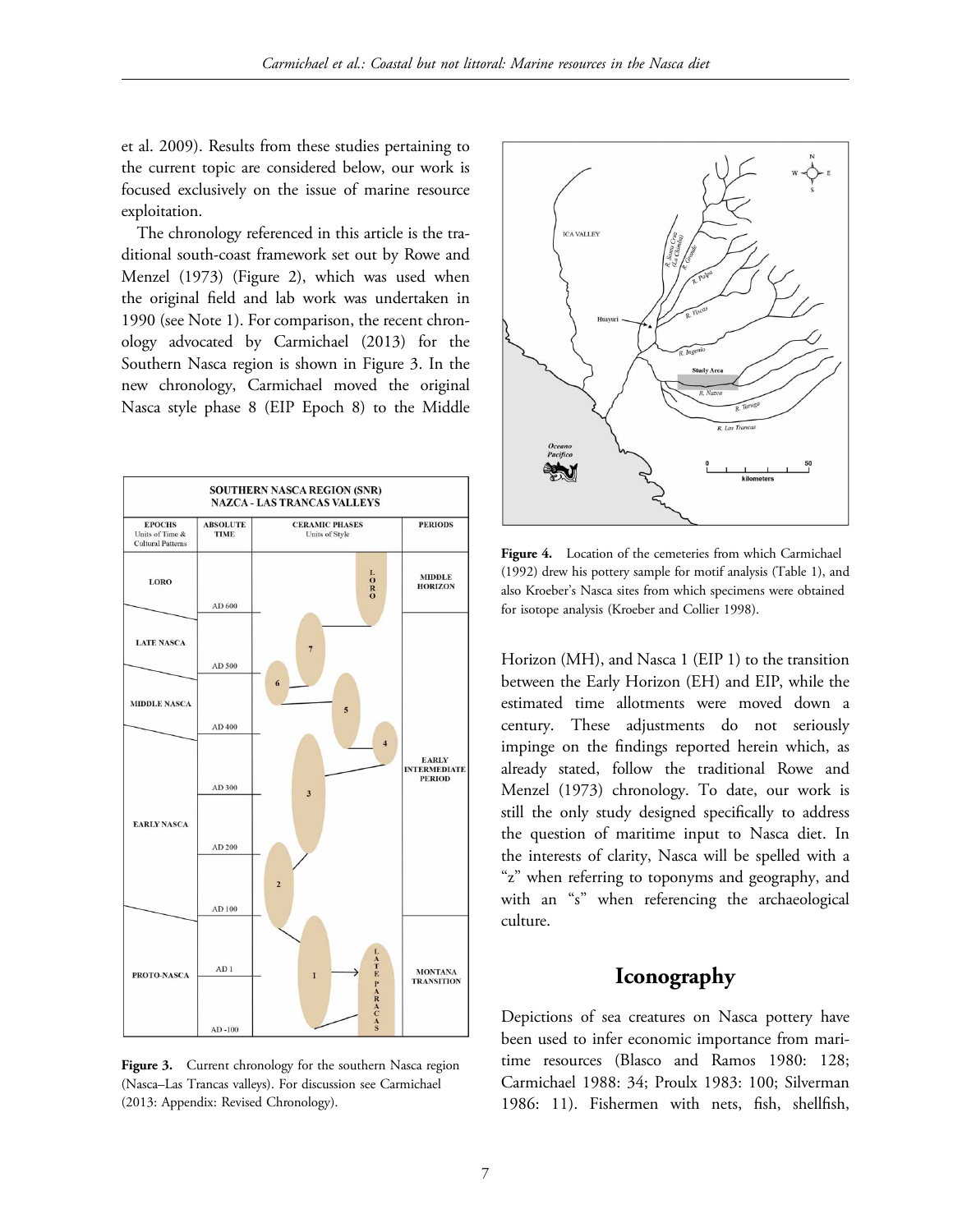et al. 2009). Results from these studies pertaining to the current topic are considered below, our work is focused exclusively on the issue of marine resource exploitation.

The chronology referenced in this article is the traditional south-coast framework set out by Rowe and Menzel (1973) (Figure 2), which was used when the original field and lab work was undertaken in 1990 (see Note 1). For comparison, the recent chronology advocated by Carmichael (2013) for the Southern Nasca region is shown in Figure 3. In the new chronology, Carmichael moved the original Nasca style phase 8 (EIP Epoch 8) to the Middle Horizon (MH), and Nasca 1 (EIP 1) to the transition between the Early Horizon (EH) and EIP, while the estimated time allotments were moved down a century. These adjustments do not seriously impinge on the findings reported herein which, as already stated, follow the traditional Rowe and Menzel (1973) chronology. To date, our work is still the only study designed specifically to address the question of maritime input to Nasca diet. In the interests of clarity, Nasca will be spelled with a "z" when referring to toponyms and geography, and with an "s" when referencing the archaeological culture.

**Figure 3.** Current chronology for the southern Nasca region (Nasca–Las Trancas valleys). For discussion see Carmichael (2013: Appendix: Revised Chronology).

**Figure 4.** Location of the cemeteries from which Carmichael (1992) drew his pottery sample for motif analysis (Table 1), and also Kroeber's Nasca sites from which specimens were obtained for isotope analysis (Kroeber and Collier 1998).

## Iconography

Depictions of sea creatures on Nasca pottery have been used to infer economic importance from maritime resources (Blasco and Ramos 1980: 128; Carmichael 1988: 34; Proulx 1983: 100; Silverman 1986: 11). Fishermen with nets, fish, shellfish,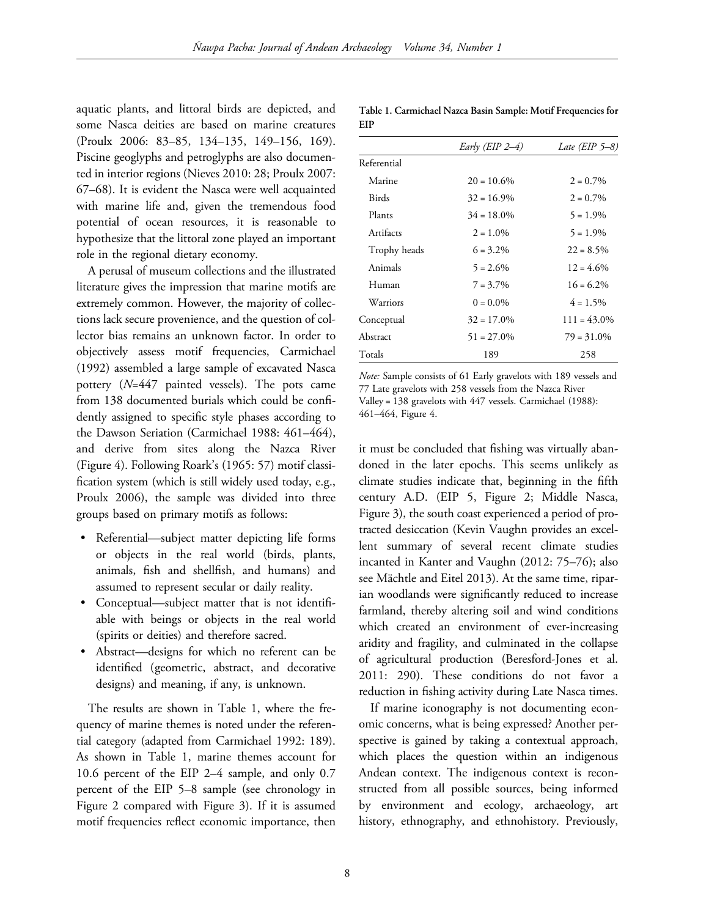aquatic plants, and littoral birds are depicted, and some Nasca deities are based on marine creatures (Proulx 2006: 83–85, 134–135, 149–156, 169). Piscine geoglyphs and petroglyphs are also documented in interior regions (Nieves 2010: 28; Proulx 2007: 67–68). It is evident the Nasca were well acquainted with marine life and, given the tremendous food potential of ocean resources, it is reasonable to hypothesize that the littoral zone played an important role in the regional dietary economy.

A perusal of museum collections and the illustrated literature gives the impression that marine motifs are extremely common. However, the majority of collections lack secure provenience, and the question of collector bias remains an unknown factor. In order to objectively assess motif frequencies, Carmichael (1992) assembled a large sample of excavated Nasca pottery (*N*=447 painted vessels). The pots came from 138 documented burials which could be confidently assigned to specific style phases according to the Dawson Seriation (Carmichael 1988: 461–464), and derive from sites along the Nazca River (Figure 4). Following Roark's (1965: 57) motif classification system (which is still widely used today, e.g., Proulx 2006), the sample was divided into three groups based on primary motifs as follows:

- Referential—subject matter depicting life forms or objects in the real world (birds, plants, animals, fish and shellfish, and humans) and assumed to represent secular or daily reality.
- Conceptual—subject matter that is not identifiable with beings or objects in the real world (spirits or deities) and therefore sacred.
- Abstract—designs for which no referent can be identified (geometric, abstract, and decorative designs) and meaning, if any, is unknown.

The results are shown in Table 1, where the frequency of marine themes is noted under the referential category (adapted from Carmichael 1992: 189). As shown in Table 1, marine themes account for 10.6 percent of the EIP 2–4 sample, and only 0.7 percent of the EIP 5–8 sample (see chronology in Figure 2 compared with Figure 3). If it is assumed motif frequencies reflect economic importance, then it must be concluded that fishing was virtually abandoned in the later epochs. This seems unlikely as climate studies indicate that, beginning in the fifth century A.D. (EIP 5, Figure 2; Middle Nasca, Figure 3), the south coast experienced a period of protracted desiccation (Kevin Vaughn provides an excellent summary of several recent climate studies incanted in Kanter and Vaughn (2012: 75–76); also see Mächtle and Eitel 2013). At the same time, riparian woodlands were significantly reduced to increase farmland, thereby altering soil and wind conditions which created an environment of ever-increasing aridity and fragility, and culminated in the collapse of agricultural production (Beresford-Jones et al. 2011: 290). These conditions do not favor a reduction in fishing activity during Late Nasca times.

**Table 1. Carmichael Nazca Basin Sample: Motif Frequencies for EIP**

| | *Early (EIP 2–4)* | *Late (EIP 5–8)* |
|---|---|---|
| Referential | | |
| Marine | 20 = 10.6% | 2 = 0.7% |
| Birds | 32 = 16.9% | 2 = 0.7% |
| Plants | 34 = 18.0% | 5 = 1.9% |
| Artifacts | 2 = 1.0% | 5 = 1.9% |
| Trophy heads | 6 = 3.2% | 22 = 8.5% |
| Animals | 5 = 2.6% | 12 = 4.6% |
| Human | 7 = 3.7% | 16 = 6.2% |
| Warriors | 0 = 0.0% | 4 = 1.5% |
| Conceptual | 32 = 17.0% | 111 = 43.0% |
| Abstract | 51 = 27.0% | 79 = 31.0% |
| Totals | 189 | 258 |

*Note:* Sample consists of 61 Early gravelots with 189 vessels and 77 Late gravelots with 258 vessels from the Nazca River Valley = 138 gravelots with 447 vessels. Carmichael (1988): 461–464, Figure 4.

If marine iconography is not documenting economic concerns, what is being expressed? Another perspective is gained by taking a contextual approach, which places the question within an indigenous Andean context. The indigenous context is reconstructed from all possible sources, being informed by environment and ecology, archaeology, art history, ethnography, and ethnohistory. Previously,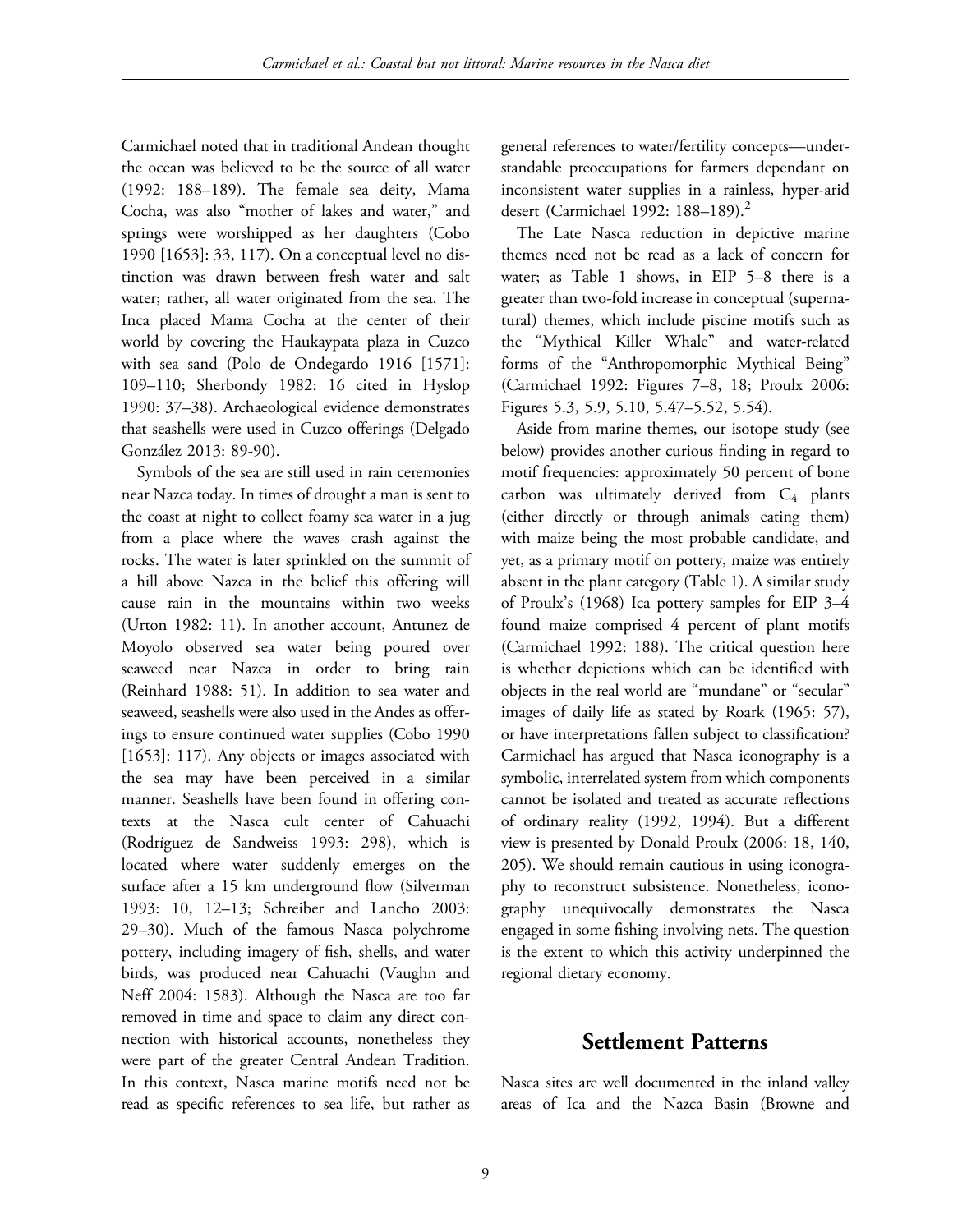Carmichael noted that in traditional Andean thought the ocean was believed to be the source of all water (1992: 188–189). The female sea deity, Mama Cocha, was also "mother of lakes and water," and springs were worshipped as her daughters (Cobo 1990 [1653]: 33, 117). On a conceptual level no distinction was drawn between fresh water and salt water; rather, all water originated from the sea. The Inca placed Mama Cocha at the center of their world by covering the Haukaypata plaza in Cuzco with sea sand (Polo de Ondegardo 1916 [1571]: 109–110; Sherbondy 1982: 16 cited in Hyslop 1990: 37–38). Archaeological evidence demonstrates that seashells were used in Cuzco offerings (Delgado González 2013: 89-90).

Symbols of the sea are still used in rain ceremonies near Nazca today. In times of drought a man is sent to the coast at night to collect foamy sea water in a jug from a place where the waves crash against the rocks. The water is later sprinkled on the summit of a hill above Nazca in the belief this offering will cause rain in the mountains within two weeks (Urton 1982: 11). In another account, Antunez de Moyolo observed sea water being poured over seaweed near Nazca in order to bring rain (Reinhard 1988: 51). In addition to sea water and seaweed, seashells were also used in the Andes as offerings to ensure continued water supplies (Cobo 1990 [1653]: 117). Any objects or images associated with the sea may have been perceived in a similar manner. Seashells have been found in offering contexts at the Nasca cult center of Cahuachi (Rodríguez de Sandweiss 1993: 298), which is located where water suddenly emerges on the surface after a 15 km underground flow (Silverman 1993: 10, 12–13; Schreiber and Lancho 2003: 29–30). Much of the famous Nasca polychrome pottery, including imagery of fish, shells, and water birds, was produced near Cahuachi (Vaughn and Neff 2004: 1583). Although the Nasca are too far removed in time and space to claim any direct connection with historical accounts, nonetheless they were part of the greater Central Andean Tradition. In this context, Nasca marine motifs need not be read as specific references to sea life, but rather as general references to water/fertility concepts—understandable preoccupations for farmers dependant on inconsistent water supplies in a rainless, hyper-arid desert (Carmichael 1992: 188–189).[2]

The Late Nasca reduction in depictive marine themes need not be read as a lack of concern for water; as Table 1 shows, in EIP 5–8 there is a greater than two-fold increase in conceptual (supernatural) themes, which include piscine motifs such as the "Mythical Killer Whale" and water-related forms of the "Anthropomorphic Mythical Being" (Carmichael 1992: Figures 7–8, 18; Proulx 2006: Figures 5.3, 5.9, 5.10, 5.47–5.52, 5.54).

Aside from marine themes, our isotope study (see below) provides another curious finding in regard to motif frequencies: approximately 50 percent of bone carbon was ultimately derived from $C_4$ plants (either directly or through animals eating them) with maize being the most probable candidate, and yet, as a primary motif on pottery, maize was entirely absent in the plant category (Table 1). A similar study of Proulx's (1968) Ica pottery samples for EIP 3–4 found maize comprised 4 percent of plant motifs (Carmichael 1992: 188). The critical question here is whether depictions which can be identified with objects in the real world are "mundane" or "secular" images of daily life as stated by Roark (1965: 57), or have interpretations fallen subject to classification? Carmichael has argued that Nasca iconography is a symbolic, interrelated system from which components cannot be isolated and treated as accurate reflections of ordinary reality (1992, 1994). But a different view is presented by Donald Proulx (2006: 18, 140, 205). We should remain cautious in using iconography to reconstruct subsistence. Nonetheless, iconography unequivocally demonstrates the Nasca engaged in some fishing involving nets. The question is the extent to which this activity underpinned the regional dietary economy.

## Settlement Patterns

Nasca sites are well documented in the inland valley areas of Ica and the Nazca Basin (Browne and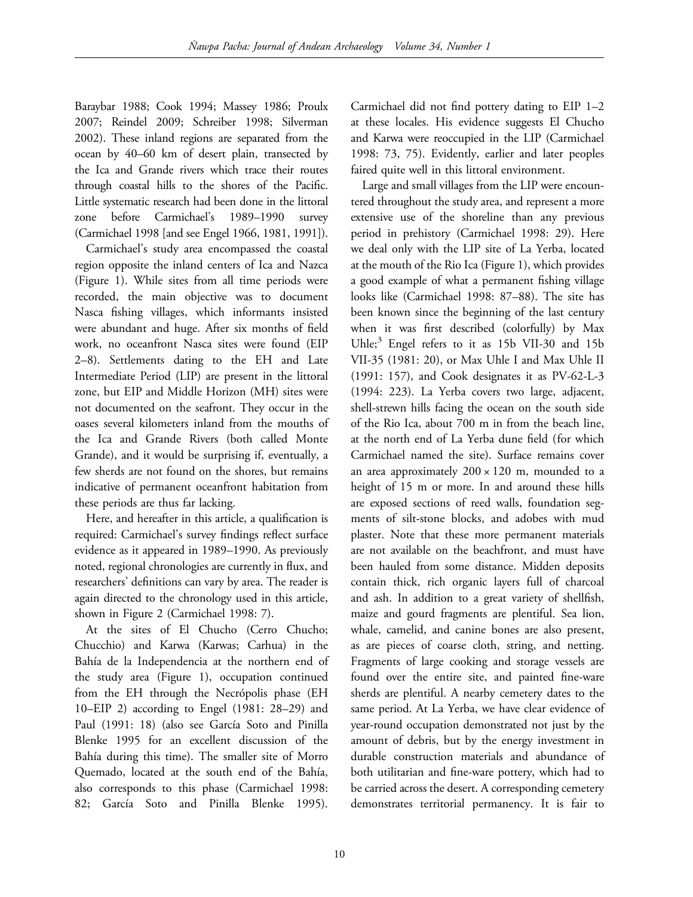Baraybar 1988; Cook 1994; Massey 1986; Proulx 2007; Reindel 2009; Schreiber 1998; Silverman 2002). These inland regions are separated from the ocean by 40–60 km of desert plain, transected by the Ica and Grande rivers which trace their routes through coastal hills to the shores of the Pacific. Little systematic research had been done in the littoral zone before Carmichael's 1989–1990 survey (Carmichael 1998 [and see Engel 1966, 1981, 1991]).

Carmichael's study area encompassed the coastal region opposite the inland centers of Ica and Nazca (Figure 1). While sites from all time periods were recorded, the main objective was to document Nasca fishing villages, which informants insisted were abundant and huge. After six months of field work, no oceanfront Nasca sites were found (EIP 2–8). Settlements dating to the EH and Late Intermediate Period (LIP) are present in the littoral zone, but EIP and Middle Horizon (MH) sites were not documented on the seafront. They occur in the oases several kilometers inland from the mouths of the Ica and Grande Rivers (both called Monte Grande), and it would be surprising if, eventually, a few sherds are not found on the shores, but remains indicative of permanent oceanfront habitation from these periods are thus far lacking.

Here, and hereafter in this article, a qualification is required: Carmichael's survey findings reflect surface evidence as it appeared in 1989–1990. As previously noted, regional chronologies are currently in flux, and researchers' definitions can vary by area. The reader is again directed to the chronology used in this article, shown in Figure 2 (Carmichael 1998: 7).

At the sites of El Chucho (Cerro Chucho; Chucchio) and Karwa (Karwas; Carhua) in the Bahía de la Independencia at the northern end of the study area (Figure 1), occupation continued from the EH through the Necrópolis phase (EH 10–EIP 2) according to Engel (1981: 28–29) and Paul (1991: 18) (also see García Soto and Pinilla Blenke 1995 for an excellent discussion of the Bahía during this time). The smaller site of Morro Quemado, located at the south end of the Bahía, also corresponds to this phase (Carmichael 1998: 82; García Soto and Pinilla Blenke 1995). Carmichael did not find pottery dating to EIP 1–2 at these locales. His evidence suggests El Chucho and Karwa were reoccupied in the LIP (Carmichael 1998: 73, 75). Evidently, earlier and later peoples faired quite well in this littoral environment.

Large and small villages from the LIP were encountered throughout the study area, and represent a more extensive use of the shoreline than any previous period in prehistory (Carmichael 1998: 29). Here we deal only with the LIP site of La Yerba, located at the mouth of the Rio Ica (Figure 1), which provides a good example of what a permanent fishing village looks like (Carmichael 1998: 87–88). The site has been known since the beginning of the last century when it was first described (colorfully) by Max Uhle;[3] Engel refers to it as 15b VII-30 and 15b VII-35 (1981: 20), or Max Uhle I and Max Uhle II (1991: 157), and Cook designates it as PV-62-L-3 (1994: 223). La Yerba covers two large, adjacent, shell-strewn hills facing the ocean on the south side of the Rio Ica, about 700 m in from the beach line, at the north end of La Yerba dune field (for which Carmichael named the site). Surface remains cover an area approximately $200 \times 120$ m, mounded to a height of 15 m or more. In and around these hills are exposed sections of reed walls, foundation segments of silt-stone blocks, and adobes with mud plaster. Note that these more permanent materials are not available on the beachfront, and must have been hauled from some distance. Midden deposits contain thick, rich organic layers full of charcoal and ash. In addition to a great variety of shellfish, maize and gourd fragments are plentiful. Sea lion, whale, camelid, and canine bones are also present, as are pieces of coarse cloth, string, and netting. Fragments of large cooking and storage vessels are found over the entire site, and painted fine-ware sherds are plentiful. A nearby cemetery dates to the same period. At La Yerba, we have clear evidence of year-round occupation demonstrated not just by the amount of debris, but by the energy investment in durable construction materials and abundance of both utilitarian and fine-ware pottery, which had to be carried across the desert. A corresponding cemetery demonstrates territorial permanency. It is fair to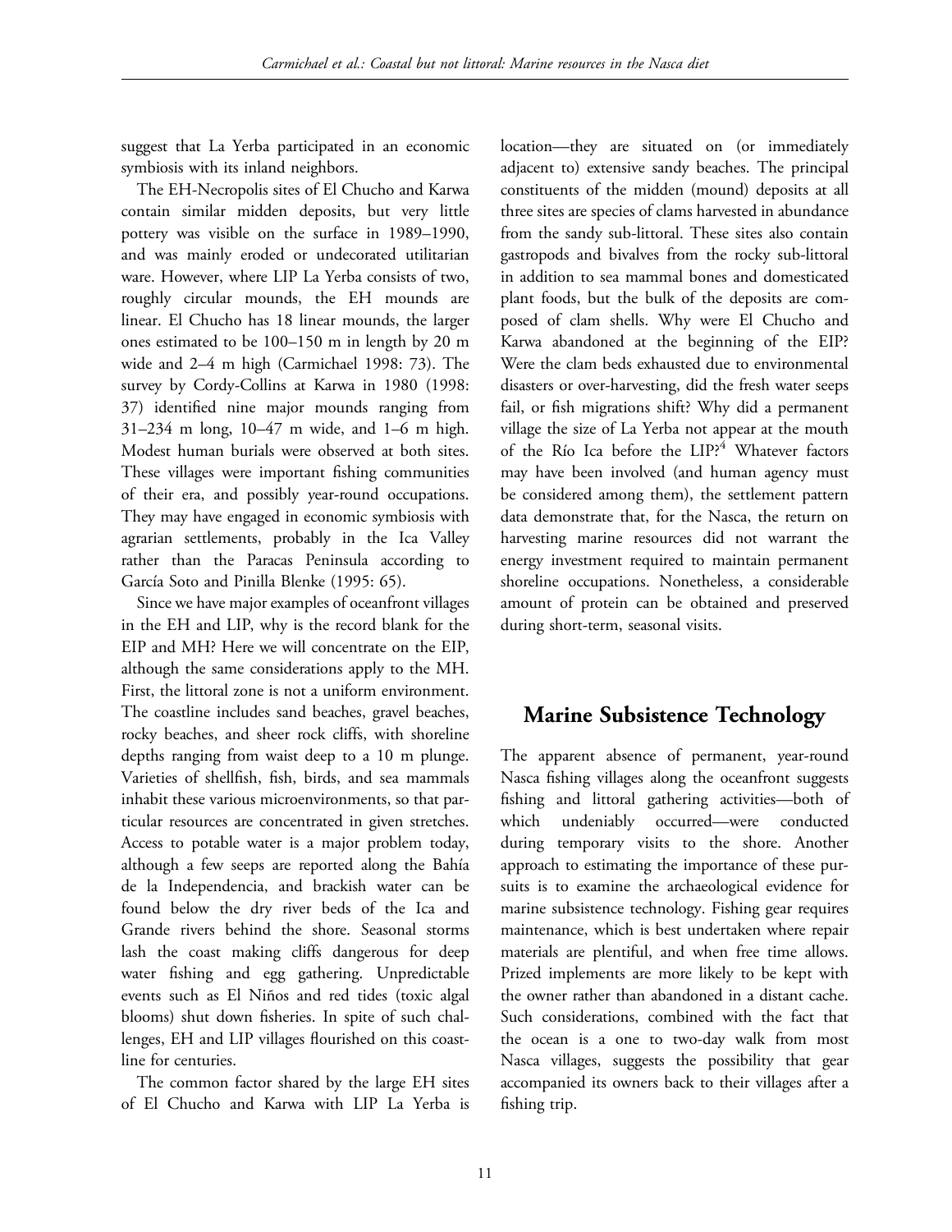suggest that La Yerba participated in an economic symbiosis with its inland neighbors.

The EH-Necropolis sites of El Chucho and Karwa contain similar midden deposits, but very little pottery was visible on the surface in 1989–1990, and was mainly eroded or undecorated utilitarian ware. However, where LIP La Yerba consists of two, roughly circular mounds, the EH mounds are linear. El Chucho has 18 linear mounds, the larger ones estimated to be 100–150 m in length by 20 m wide and 2–4 m high (Carmichael 1998: 73). The survey by Cordy-Collins at Karwa in 1980 (1998: 37) identified nine major mounds ranging from 31–234 m long, 10–47 m wide, and 1–6 m high. Modest human burials were observed at both sites. These villages were important fishing communities of their era, and possibly year-round occupations. They may have engaged in economic symbiosis with agrarian settlements, probably in the Ica Valley rather than the Paracas Peninsula according to García Soto and Pinilla Blenke (1995: 65).

Since we have major examples of oceanfront villages in the EH and LIP, why is the record blank for the EIP and MH? Here we will concentrate on the EIP, although the same considerations apply to the MH. First, the littoral zone is not a uniform environment. The coastline includes sand beaches, gravel beaches, rocky beaches, and sheer rock cliffs, with shoreline depths ranging from waist deep to a 10 m plunge. Varieties of shellfish, fish, birds, and sea mammals inhabit these various microenvironments, so that particular resources are concentrated in given stretches. Access to potable water is a major problem today, although a few seeps are reported along the Bahía de la Independencia, and brackish water can be found below the dry river beds of the Ica and Grande rivers behind the shore. Seasonal storms lash the coast making cliffs dangerous for deep water fishing and egg gathering. Unpredictable events such as El Niños and red tides (toxic algal blooms) shut down fisheries. In spite of such challenges, EH and LIP villages flourished on this coastline for centuries.

The common factor shared by the large EH sites of El Chucho and Karwa with LIP La Yerba is location—they are situated on (or immediately adjacent to) extensive sandy beaches. The principal constituents of the midden (mound) deposits at all three sites are species of clams harvested in abundance from the sandy sub-littoral. These sites also contain gastropods and bivalves from the rocky sub-littoral in addition to sea mammal bones and domesticated plant foods, but the bulk of the deposits are composed of clam shells. Why were El Chucho and Karwa abandoned at the beginning of the EIP? Were the clam beds exhausted due to environmental disasters or over-harvesting, did the fresh water seeps fail, or fish migrations shift? Why did a permanent village the size of La Yerba not appear at the mouth of the Río Ica before the LIP?[4] Whatever factors may have been involved (and human agency must be considered among them), the settlement pattern data demonstrate that, for the Nasca, the return on harvesting marine resources did not warrant the energy investment required to maintain permanent shoreline occupations. Nonetheless, a considerable amount of protein can be obtained and preserved during short-term, seasonal visits.

## Marine Subsistence Technology

The apparent absence of permanent, year-round Nasca fishing villages along the oceanfront suggests fishing and littoral gathering activities—both of which undeniably occurred—were conducted during temporary visits to the shore. Another approach to estimating the importance of these pursuits is to examine the archaeological evidence for marine subsistence technology. Fishing gear requires maintenance, which is best undertaken where repair materials are plentiful, and when free time allows. Prized implements are more likely to be kept with the owner rather than abandoned in a distant cache. Such considerations, combined with the fact that the ocean is a one to two-day walk from most Nasca villages, suggests the possibility that gear accompanied its owners back to their villages after a fishing trip.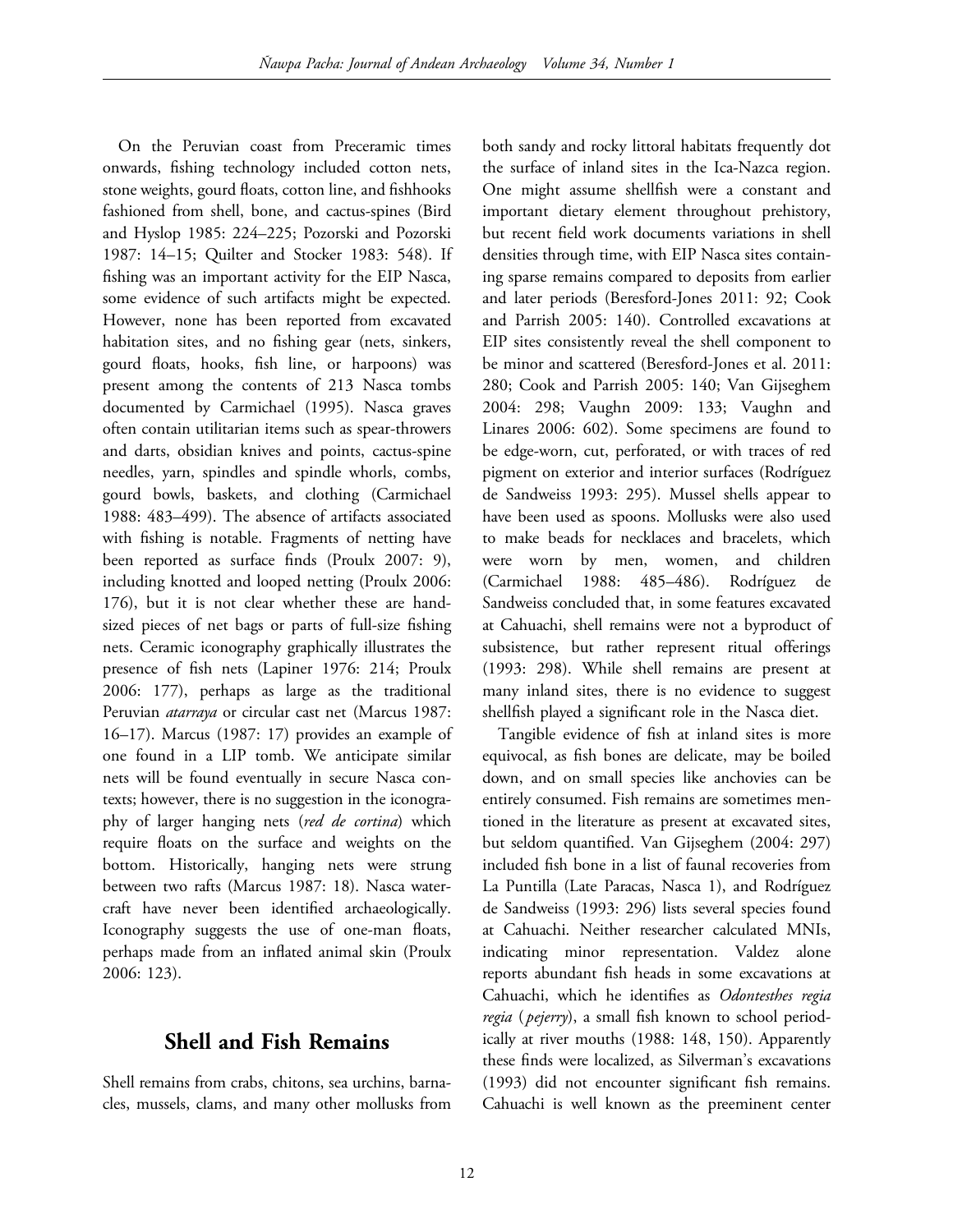On the Peruvian coast from Preceramic times onwards, fishing technology included cotton nets, stone weights, gourd floats, cotton line, and fishhooks fashioned from shell, bone, and cactus-spines (Bird and Hyslop 1985: 224–225; Pozorski and Pozorski 1987: 14–15; Quilter and Stocker 1983: 548). If fishing was an important activity for the EIP Nasca, some evidence of such artifacts might be expected. However, none has been reported from excavated habitation sites, and no fishing gear (nets, sinkers, gourd floats, hooks, fish line, or harpoons) was present among the contents of 213 Nasca tombs documented by Carmichael (1995). Nasca graves often contain utilitarian items such as spear-throwers and darts, obsidian knives and points, cactus-spine needles, yarn, spindles and spindle whorls, combs, gourd bowls, baskets, and clothing (Carmichael 1988: 483–499). The absence of artifacts associated with fishing is notable. Fragments of netting have been reported as surface finds (Proulx 2007: 9), including knotted and looped netting (Proulx 2006: 176), but it is not clear whether these are hand-sized pieces of net bags or parts of full-size fishing nets. Ceramic iconography graphically illustrates the presence of fish nets (Lapiner 1976: 214; Proulx 2006: 177), perhaps as large as the traditional Peruvian *atarraya* or circular cast net (Marcus 1987: 16–17). Marcus (1987: 17) provides an example of one found in a LIP tomb. We anticipate similar nets will be found eventually in secure Nasca contexts; however, there is no suggestion in the iconography of larger hanging nets (*red de cortina*) which require floats on the surface and weights on the bottom. Historically, hanging nets were strung between two rafts (Marcus 1987: 18). Nasca watercraft have never been identified archaeologically. Iconography suggests the use of one-man floats, perhaps made from an inflated animal skin (Proulx 2006: 123).

## Shell and Fish Remains

Shell remains from crabs, chitons, sea urchins, barnacles, mussels, clams, and many other mollusks from both sandy and rocky littoral habitats frequently dot the surface of inland sites in the Ica-Nazca region. One might assume shellfish were a constant and important dietary element throughout prehistory, but recent field work documents variations in shell densities through time, with EIP Nasca sites containing sparse remains compared to deposits from earlier and later periods (Beresford-Jones 2011: 92; Cook and Parrish 2005: 140). Controlled excavations at EIP sites consistently reveal the shell component to be minor and scattered (Beresford-Jones et al. 2011: 280; Cook and Parrish 2005: 140; Van Gijseghem 2004: 298; Vaughn 2009: 133; Vaughn and Linares 2006: 602). Some specimens are found to be edge-worn, cut, perforated, or with traces of red pigment on exterior and interior surfaces (Rodríguez de Sandweiss 1993: 295). Mussel shells appear to have been used as spoons. Mollusks were also used to make beads for necklaces and bracelets, which were worn by men, women, and children (Carmichael 1988: 485–486). Rodríguez de Sandweiss concluded that, in some features excavated at Cahuachi, shell remains were not a byproduct of subsistence, but rather represent ritual offerings (1993: 298). While shell remains are present at many inland sites, there is no evidence to suggest shellfish played a significant role in the Nasca diet.

Tangible evidence of fish at inland sites is more equivocal, as fish bones are delicate, may be boiled down, and on small species like anchovies can be entirely consumed. Fish remains are sometimes mentioned in the literature as present at excavated sites, but seldom quantified. Van Gijseghem (2004: 297) included fish bone in a list of faunal recoveries from La Puntilla (Late Paracas, Nasca 1), and Rodríguez de Sandweiss (1993: 296) lists several species found at Cahuachi. Neither researcher calculated MNIs, indicating minor representation. Valdez alone reports abundant fish heads in some excavations at Cahuachi, which he identifies as *Odontesthes regia regia* (*pejerry*), a small fish known to school periodically at river mouths (1988: 148, 150). Apparently these finds were localized, as Silverman's excavations (1993) did not encounter significant fish remains. Cahuachi is well known as the preeminent center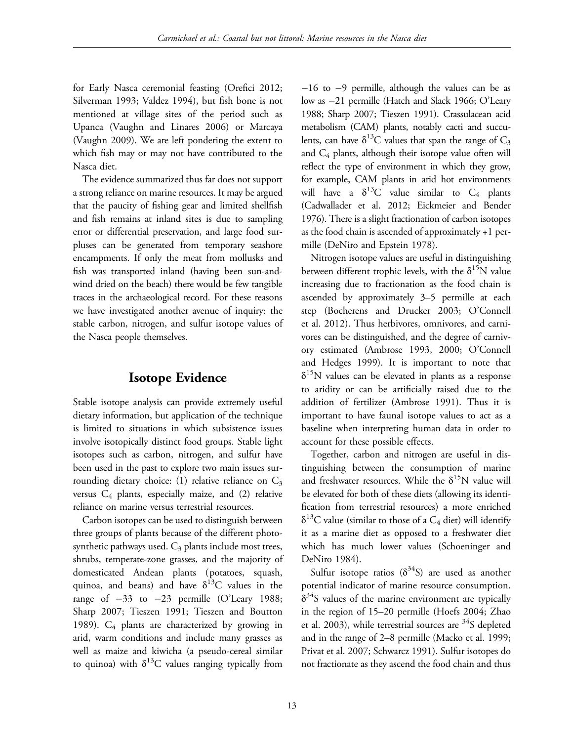for Early Nasca ceremonial feasting (Orefici 2012; Silverman 1993; Valdez 1994), but fish bone is not mentioned at village sites of the period such as Upanca (Vaughn and Linares 2006) or Marcaya (Vaughn 2009). We are left pondering the extent to which fish may or may not have contributed to the Nasca diet.

The evidence summarized thus far does not support a strong reliance on marine resources. It may be argued that the paucity of fishing gear and limited shellfish and fish remains at inland sites is due to sampling error or differential preservation, and large food surpluses can be generated from temporary seashore encampments. If only the meat from mollusks and fish was transported inland (having been sun-and-wind dried on the beach) there would be few tangible traces in the archaeological record. For these reasons we have investigated another avenue of inquiry: the stable carbon, nitrogen, and sulfur isotope values of the Nasca people themselves.

## Isotope Evidence

Stable isotope analysis can provide extremely useful dietary information, but application of the technique is limited to situations in which subsistence issues involve isotopically distinct food groups. Stable light isotopes such as carbon, nitrogen, and sulfur have been used in the past to explore two main issues surrounding dietary choice: (1) relative reliance on $C_3$ versus $C_4$ plants, especially maize, and (2) relative reliance on marine versus terrestrial resources.

Carbon isotopes can be used to distinguish between three groups of plants because of the different photosynthetic pathways used. $C_3$ plants include most trees, shrubs, temperate-zone grasses, and the majority of domesticated Andean plants (potatoes, squash, quinoa, and beans) and have $\delta^{13}C$ values in the range of −33 to −23 permille (O'Leary 1988; Sharp 2007; Tieszen 1991; Tieszen and Boutton 1989). $C_4$ plants are characterized by growing in arid, warm conditions and include many grasses as well as maize and kiwicha (a pseudo-cereal similar to quinoa) with $\delta^{13}C$ values ranging typically from −16 to −9 permille, although the values can be as low as −21 permille (Hatch and Slack 1966; O'Leary 1988; Sharp 2007; Tieszen 1991). Crassulacean acid metabolism (CAM) plants, notably cacti and succulents, can have $\delta^{13}C$ values that span the range of $C_3$ and $C_4$ plants, although their isotope value often will reflect the type of environment in which they grow, for example, CAM plants in arid hot environments will have a $\delta^{13}C$ value similar to $C_4$ plants (Cadwallader et al. 2012; Eickmeier and Bender 1976). There is a slight fractionation of carbon isotopes as the food chain is ascended of approximately +1 permille (DeNiro and Epstein 1978).

Nitrogen isotope values are useful in distinguishing between different trophic levels, with the $\delta^{15}N$ value increasing due to fractionation as the food chain is ascended by approximately 3–5 permille at each step (Bocherens and Drucker 2003; O'Connell et al. 2012). Thus herbivores, omnivores, and carnivores can be distinguished, and the degree of carnivory estimated (Ambrose 1993, 2000; O'Connell and Hedges 1999). It is important to note that $\delta^{15}N$ values can be elevated in plants as a response to aridity or can be artificially raised due to the addition of fertilizer (Ambrose 1991). Thus it is important to have faunal isotope values to act as a baseline when interpreting human data in order to account for these possible effects.

Together, carbon and nitrogen are useful in distinguishing between the consumption of marine and freshwater resources. While the $\delta^{15}N$ value will be elevated for both of these diets (allowing its identification from terrestrial resources) a more enriched $\delta^{13}C$ value (similar to those of a $C_4$ diet) will identify it as a marine diet as opposed to a freshwater diet which has much lower values (Schoeninger and DeNiro 1984).

Sulfur isotope ratios ($\delta^{34}S$) are used as another potential indicator of marine resource consumption. $\delta^{34}S$ values of the marine environment are typically in the region of 15–20 permille (Hoefs 2004; Zhao et al. 2003), while terrestrial sources are $^{34}S$ depleted and in the range of 2–8 permille (Macko et al. 1999; Privat et al. 2007; Schwarcz 1991). Sulfur isotopes do not fractionate as they ascend the food chain and thus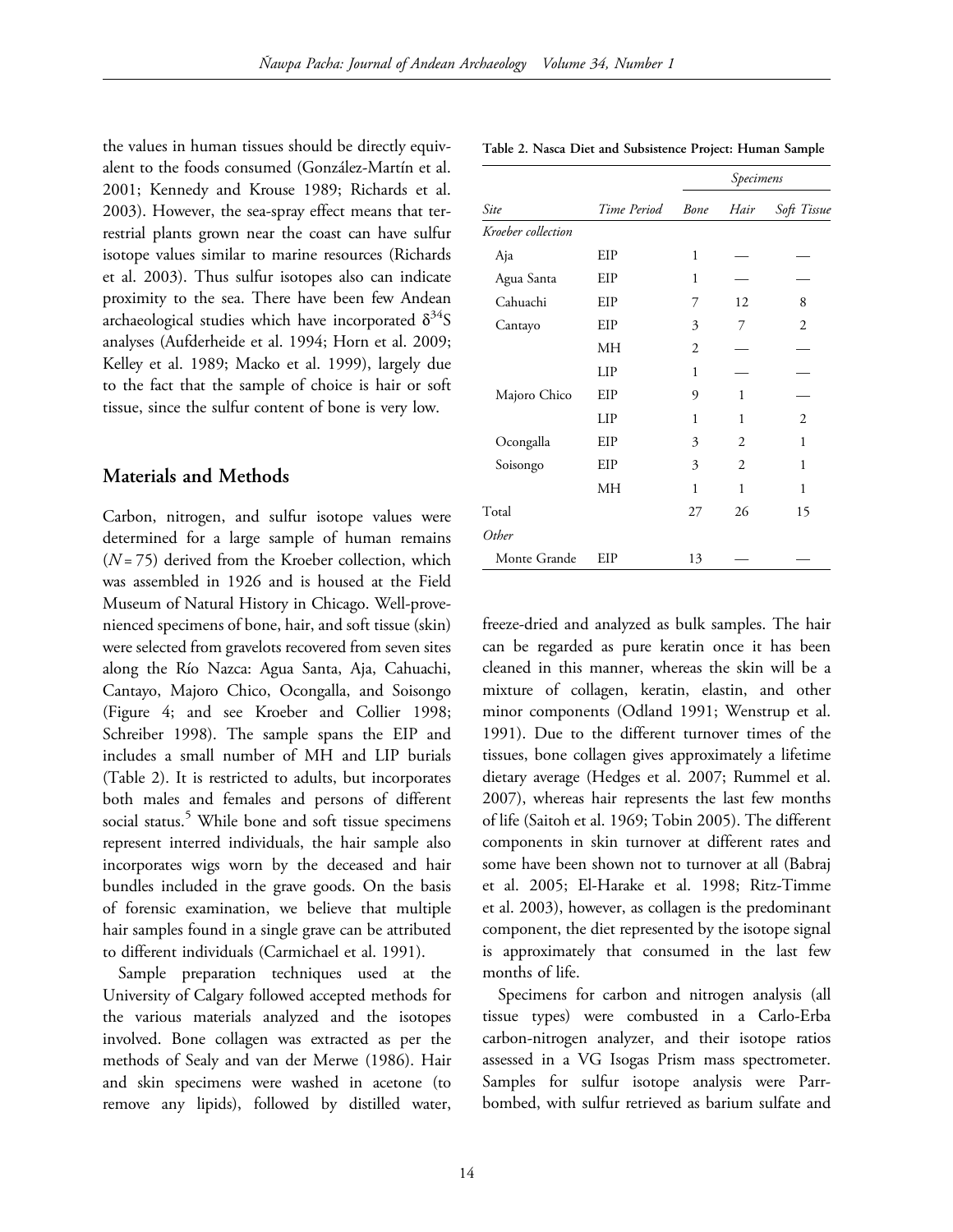the values in human tissues should be directly equivalent to the foods consumed (González-Martín et al. 2001; Kennedy and Krouse 1989; Richards et al. 2003). However, the sea-spray effect means that terrestrial plants grown near the coast can have sulfur isotope values similar to marine resources (Richards et al. 2003). Thus sulfur isotopes also can indicate proximity to the sea. There have been few Andean archaeological studies which have incorporated $\delta^{34}S$ analyses (Aufderheide et al. 1994; Horn et al. 2009; Kelley et al. 1989; Macko et al. 1999), largely due to the fact that the sample of choice is hair or soft tissue, since the sulfur content of bone is very low.

## Materials and Methods

Carbon, nitrogen, and sulfur isotope values were determined for a large sample of human remains ($N = 75$) derived from the Kroeber collection, which was assembled in 1926 and is housed at the Field Museum of Natural History in Chicago. Well-provenienced specimens of bone, hair, and soft tissue (skin) were selected from gravelots recovered from seven sites along the Río Nazca: Agua Santa, Aja, Cahuachi, Cantayo, Majoro Chico, Ocongalla, and Soisongo (Figure 4; and see Kroeber and Collier 1998; Schreiber 1998). The sample spans the EIP and includes a small number of MH and LIP burials (Table 2). It is restricted to adults, but incorporates both males and females and persons of different social status.[5] While bone and soft tissue specimens represent interred individuals, the hair sample also incorporates wigs worn by the deceased and hair bundles included in the grave goods. On the basis of forensic examination, we believe that multiple hair samples found in a single grave can be attributed to different individuals (Carmichael et al. 1991).

Sample preparation techniques used at the University of Calgary followed accepted methods for the various materials analyzed and the isotopes involved. Bone collagen was extracted as per the methods of Sealy and van der Merwe (1986). Hair and skin specimens were washed in acetone (to remove any lipids), followed by distilled water, freeze-dried and analyzed as bulk samples. The hair can be regarded as pure keratin once it has been cleaned in this manner, whereas the skin will be a mixture of collagen, keratin, elastin, and other minor components (Odland 1991; Wenstrup et al. 1991). Due to the different turnover times of the tissues, bone collagen gives approximately a lifetime dietary average (Hedges et al. 2007; Rummel et al. 2007), whereas hair represents the last few months of life (Saitoh et al. 1969; Tobin 2005). The different components in skin turnover at different rates and some have been shown not to turnover at all (Babraj et al. 2005; El-Harake et al. 1998; Ritz-Timme et al. 2003), however, as collagen is the predominant component, the diet represented by the isotope signal is approximately that consumed in the last few months of life.

Specimens for carbon and nitrogen analysis (all tissue types) were combusted in a Carlo-Erba carbon-nitrogen analyzer, and their isotope ratios assessed in a VG Isogas Prism mass spectrometer. Samples for sulfur isotope analysis were Parr-bombed, with sulfur retrieved as barium sulfate and

**Table 2. Nasca Diet and Subsistence Project: Human Sample**

| | | *Specimens* | | |
|---|---|---|---|---|
| *Site* | *Time Period* | *Bone* | *Hair* | *Soft Tissue* |
| *Kroeber collection* | | | | |
| Aja | EIP | 1 | — | — |
| Agua Santa | EIP | 1 | — | — |
| Cahuachi | EIP | 7 | 12 | 8 |
| Cantayo | EIP | 3 | 7 | 2 |
| | MH | 2 | — | — |
| | LIP | 1 | — | — |
| Majoro Chico | EIP | 9 | 1 | — |
| | LIP | 1 | 1 | 2 |
| Ocongalla | EIP | 3 | 2 | 1 |
| Soisongo | EIP | 3 | 2 | 1 |
| | MH | 1 | 1 | 1 |
| Total | | 27 | 26 | 15 |
| *Other* | | | | |
| Monte Grande | EIP | 13 | — | — |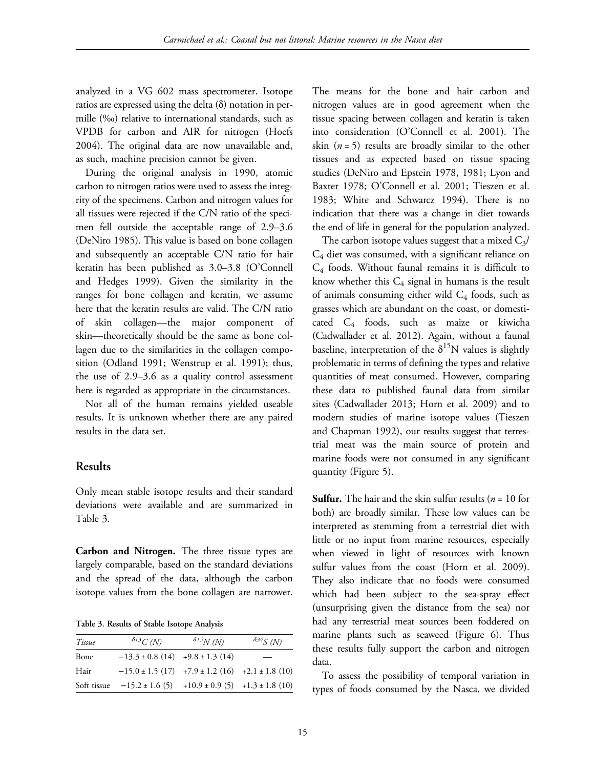analyzed in a VG 602 mass spectrometer. Isotope ratios are expressed using the delta (δ) notation in permille (‰) relative to international standards, such as VPDB for carbon and AIR for nitrogen (Hoefs 2004). The original data are now unavailable and, as such, machine precision cannot be given.

During the original analysis in 1990, atomic carbon to nitrogen ratios were used to assess the integrity of the specimens. Carbon and nitrogen values for all tissues were rejected if the C/N ratio of the specimen fell outside the acceptable range of 2.9–3.6 (DeNiro 1985). This value is based on bone collagen and subsequently an acceptable C/N ratio for hair keratin has been published as 3.0–3.8 (O'Connell and Hedges 1999). Given the similarity in the ranges for bone collagen and keratin, we assume here that the keratin results are valid. The C/N ratio of skin collagen—the major component of skin—theoretically should be the same as bone collagen due to the similarities in the collagen composition (Odland 1991; Wenstrup et al. 1991); thus, the use of 2.9–3.6 as a quality control assessment here is regarded as appropriate in the circumstances.

Not all of the human remains yielded useable results. It is unknown whether there are any paired results in the data set.

## Results

Only mean stable isotope results and their standard deviations were available and are summarized in Table 3.

**Carbon and Nitrogen.** The three tissue types are largely comparable, based on the standard deviations and the spread of the data, although the carbon isotope values from the bone collagen are narrower.

**Table 3. Results of Stable Isotope Analysis**

| *Tissue* | $\delta^{13}C$ *(N)* | $\delta^{15}N$ *(N)* | $\delta^{34}S$ *(N)* |
|---|---|---|---|
| Bone | −13.3 ± 0.8 (14) | +9.8 ± 1.3 (14) | — |
| Hair | −15.0 ± 1.5 (17) | +7.9 ± 1.2 (16) | +2.1 ± 1.8 (10) |
| Soft tissue | −15.2 ± 1.6 (5) | +10.9 ± 0.9 (5) | +1.3 ± 1.8 (10) |

The means for the bone and hair carbon and nitrogen values are in good agreement when the tissue spacing between collagen and keratin is taken into consideration (O'Connell et al. 2001). The skin ($n = 5$) results are broadly similar to the other tissues and as expected based on tissue spacing studies (DeNiro and Epstein 1978, 1981; Lyon and Baxter 1978; O'Connell et al. 2001; Tieszen et al. 1983; White and Schwarcz 1994). There is no indication that there was a change in diet towards the end of life in general for the population analyzed.

The carbon isotope values suggest that a mixed $C_3$/$C_4$ diet was consumed, with a significant reliance on $C_4$ foods. Without faunal remains it is difficult to know whether this $C_4$ signal in humans is the result of animals consuming either wild $C_4$ foods, such as grasses which are abundant on the coast, or domesticated $C_4$ foods, such as maize or kiwicha (Cadwallader et al. 2012). Again, without a faunal baseline, interpretation of the $\delta^{15}N$ values is slightly problematic in terms of defining the types and relative quantities of meat consumed. However, comparing these data to published faunal data from similar sites (Cadwallader 2013; Horn et al. 2009) and to modern studies of marine isotope values (Tieszen and Chapman 1992), our results suggest that terrestrial meat was the main source of protein and marine foods were not consumed in any significant quantity (Figure 5).

**Sulfur.** The hair and the skin sulfur results ($n = 10$ for both) are broadly similar. These low values can be interpreted as stemming from a terrestrial diet with little or no input from marine resources, especially when viewed in light of resources with known sulfur values from the coast (Horn et al. 2009). They also indicate that no foods were consumed which had been subject to the sea-spray effect (unsurprising given the distance from the sea) nor had any terrestrial meat sources been foddered on marine plants such as seaweed (Figure 6). Thus these results fully support the carbon and nitrogen data.

To assess the possibility of temporal variation in types of foods consumed by the Nasca, we divided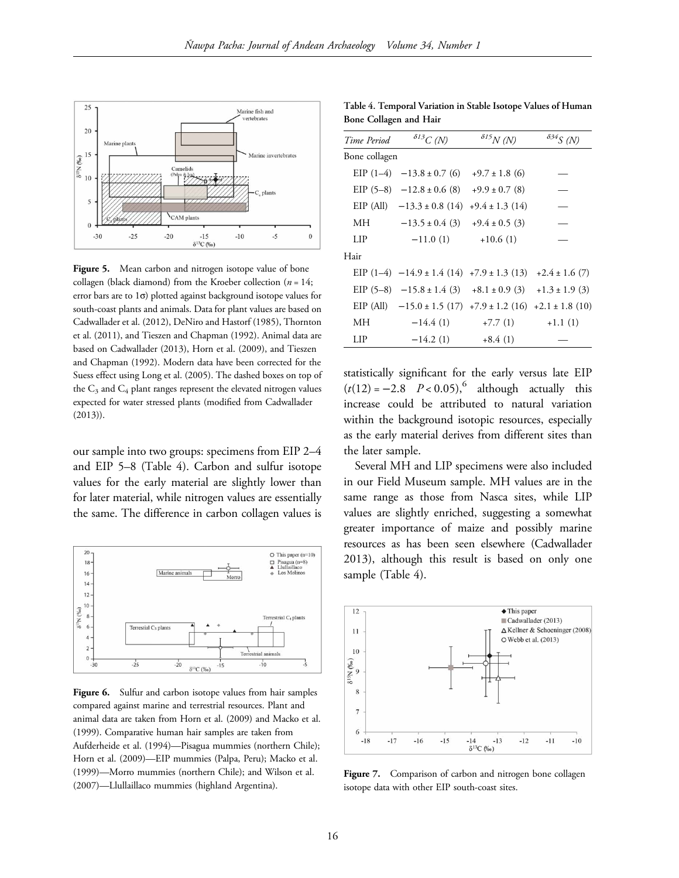Figure 5. Mean carbon and nitrogen isotope value of bone collagen (black diamond) from the Kroeber collection ($n = 14$; error bars are to 1σ) plotted against background isotope values for south-coast plants and animals. Data for plant values are based on Cadwallader et al. (2012), DeNiro and Hastorf (1985), Thornton et al. (2011), and Tieszen and Chapman (1992). Animal data are based on Cadwallader (2013), Horn et al. (2009), and Tieszen and Chapman (1992). Modern data have been corrected for the Suess effect using Long et al. (2005). The dashed boxes on top of the $C_3$ and $C_4$ plant ranges represent the elevated nitrogen values expected for water stressed plants (modified from Cadwallader (2013)).

our sample into two groups: specimens from EIP 2–4 and EIP 5–8 (Table 4). Carbon and sulfur isotope values for the early material are slightly lower than for later material, while nitrogen values are essentially the same. The difference in carbon collagen values is statistically significant for the early versus late EIP ($t(12) = -2.8$ $P < 0.05$),[6] although actually this increase could be attributed to natural variation within the background isotopic resources, especially as the early material derives from different sites than the later sample.

Several MH and LIP specimens were also included in our Field Museum sample. MH values are in the same range as those from Nasca sites, while LIP values are slightly enriched, suggesting a somewhat greater importance of maize and possibly marine resources as has been seen elsewhere (Cadwallader 2013), although this result is based on only one sample (Table 4).

**Table 4. Temporal Variation in Stable Isotope Values of Human Bone Collagen and Hair**

| *Time Period* | $\delta^{13}C$ (N) | $\delta^{15}N$ (N) | $\delta^{34}S$ (N) |
|---|---|---|---|
| Bone collagen | | | |
| EIP (1–4) | −13.8 ± 0.7 (6) | +9.7 ± 1.8 (6) | — |
| EIP (5–8) | −12.8 ± 0.6 (8) | +9.9 ± 0.7 (8) | — |
| EIP (All) | −13.3 ± 0.8 (14) | +9.4 ± 1.3 (14) | — |
| MH | −13.5 ± 0.4 (3) | +9.4 ± 0.5 (3) | — |
| LIP | −11.0 (1) | +10.6 (1) | — |
| Hair | | | |
| EIP (1–4) | −14.9 ± 1.4 (14) | +7.9 ± 1.3 (13) | +2.4 ± 1.6 (7) |
| EIP (5–8) | −15.8 ± 1.4 (3) | +8.1 ± 0.9 (3) | +1.3 ± 1.9 (3) |
| EIP (All) | −15.0 ± 1.5 (17) | +7.9 ± 1.2 (16) | +2.1 ± 1.8 (10) |
| MH | −14.4 (1) | +7.7 (1) | +1.1 (1) |
| LIP | −14.2 (1) | +8.4 (1) | — |

Figure 6. Sulfur and carbon isotope values from hair samples compared against marine and terrestrial resources. Plant and animal data are taken from Horn et al. (2009) and Macko et al. (1999). Comparative human hair samples are taken from Aufderheide et al. (1994)—Pisagua mummies (northern Chile); Horn et al. (2009)—EIP mummies (Palpa, Peru); Macko et al. (1999)—Morro mummies (northern Chile); and Wilson et al. (2007)—Llullaillaco mummies (highland Argentina).

Figure 7. Comparison of carbon and nitrogen bone collagen isotope data with other EIP south-coast sites.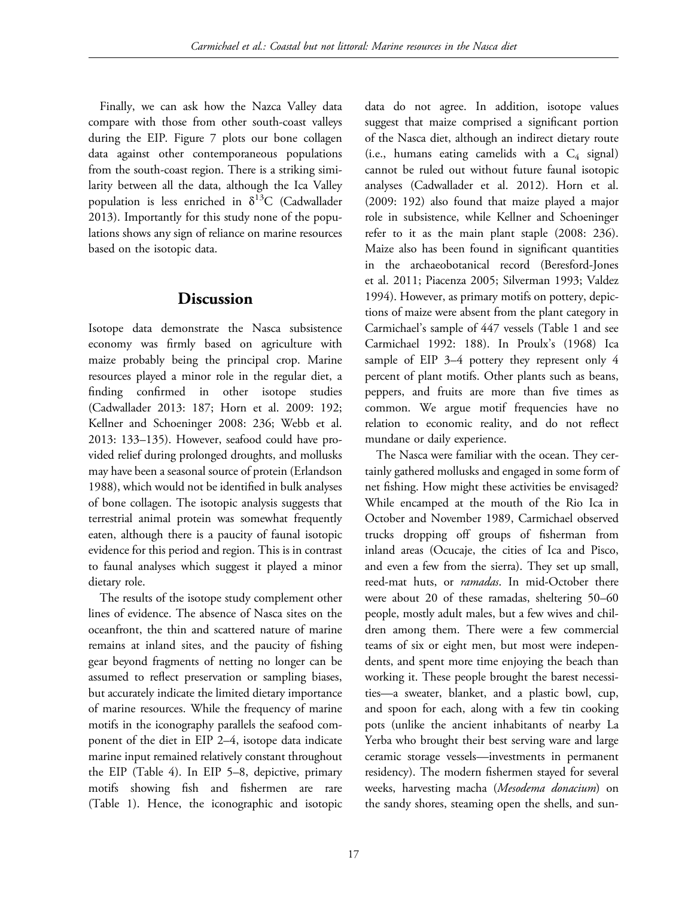Finally, we can ask how the Nazca Valley data compare with those from other south-coast valleys during the EIP. Figure 7 plots our bone collagen data against other contemporaneous populations from the south-coast region. There is a striking similarity between all the data, although the Ica Valley population is less enriched in $\delta^{13}$C (Cadwallader 2013). Importantly for this study none of the populations shows any sign of reliance on marine resources based on the isotopic data.

## Discussion

Isotope data demonstrate the Nasca subsistence economy was firmly based on agriculture with maize probably being the principal crop. Marine resources played a minor role in the regular diet, a finding confirmed in other isotope studies (Cadwallader 2013: 187; Horn et al. 2009: 192; Kellner and Schoeninger 2008: 236; Webb et al. 2013: 133–135). However, seafood could have provided relief during prolonged droughts, and mollusks may have been a seasonal source of protein (Erlandson 1988), which would not be identified in bulk analyses of bone collagen. The isotopic analysis suggests that terrestrial animal protein was somewhat frequently eaten, although there is a paucity of faunal isotopic evidence for this period and region. This is in contrast to faunal analyses which suggest it played a minor dietary role.

The results of the isotope study complement other lines of evidence. The absence of Nasca sites on the oceanfront, the thin and scattered nature of marine remains at inland sites, and the paucity of fishing gear beyond fragments of netting no longer can be assumed to reflect preservation or sampling biases, but accurately indicate the limited dietary importance of marine resources. While the frequency of marine motifs in the iconography parallels the seafood component of the diet in EIP 2–4, isotope data indicate marine input remained relatively constant throughout the EIP (Table 4). In EIP 5–8, depictive, primary motifs showing fish and fishermen are rare (Table 1). Hence, the iconographic and isotopic data do not agree. In addition, isotope values suggest that maize comprised a significant portion of the Nasca diet, although an indirect dietary route (i.e., humans eating camelids with a $C_4$ signal) cannot be ruled out without future faunal isotopic analyses (Cadwallader et al. 2012). Horn et al. (2009: 192) also found that maize played a major role in subsistence, while Kellner and Schoeninger refer to it as the main plant staple (2008: 236). Maize also has been found in significant quantities in the archaeobotanical record (Beresford-Jones et al. 2011; Piacenza 2005; Silverman 1993; Valdez 1994). However, as primary motifs on pottery, depictions of maize were absent from the plant category in Carmichael's sample of 447 vessels (Table 1 and see Carmichael 1992: 188). In Proulx's (1968) Ica sample of EIP 3–4 pottery they represent only 4 percent of plant motifs. Other plants such as beans, peppers, and fruits are more than five times as common. We argue motif frequencies have no relation to economic reality, and do not reflect mundane or daily experience.

The Nasca were familiar with the ocean. They certainly gathered mollusks and engaged in some form of net fishing. How might these activities be envisaged? While encamped at the mouth of the Rio Ica in October and November 1989, Carmichael observed trucks dropping off groups of fisherman from inland areas (Ocucaje, the cities of Ica and Pisco, and even a few from the sierra). They set up small, reed-mat huts, or *ramadas*. In mid-October there were about 20 of these ramadas, sheltering 50–60 people, mostly adult males, but a few wives and children among them. There were a few commercial teams of six or eight men, but most were independents, and spent more time enjoying the beach than working it. These people brought the barest necessities—a sweater, blanket, and a plastic bowl, cup, and spoon for each, along with a few tin cooking pots (unlike the ancient inhabitants of nearby La Yerba who brought their best serving ware and large ceramic storage vessels—investments in permanent residency). The modern fishermen stayed for several weeks, harvesting macha (*Mesodema donacium*) on the sandy shores, steaming open the shells, and sun-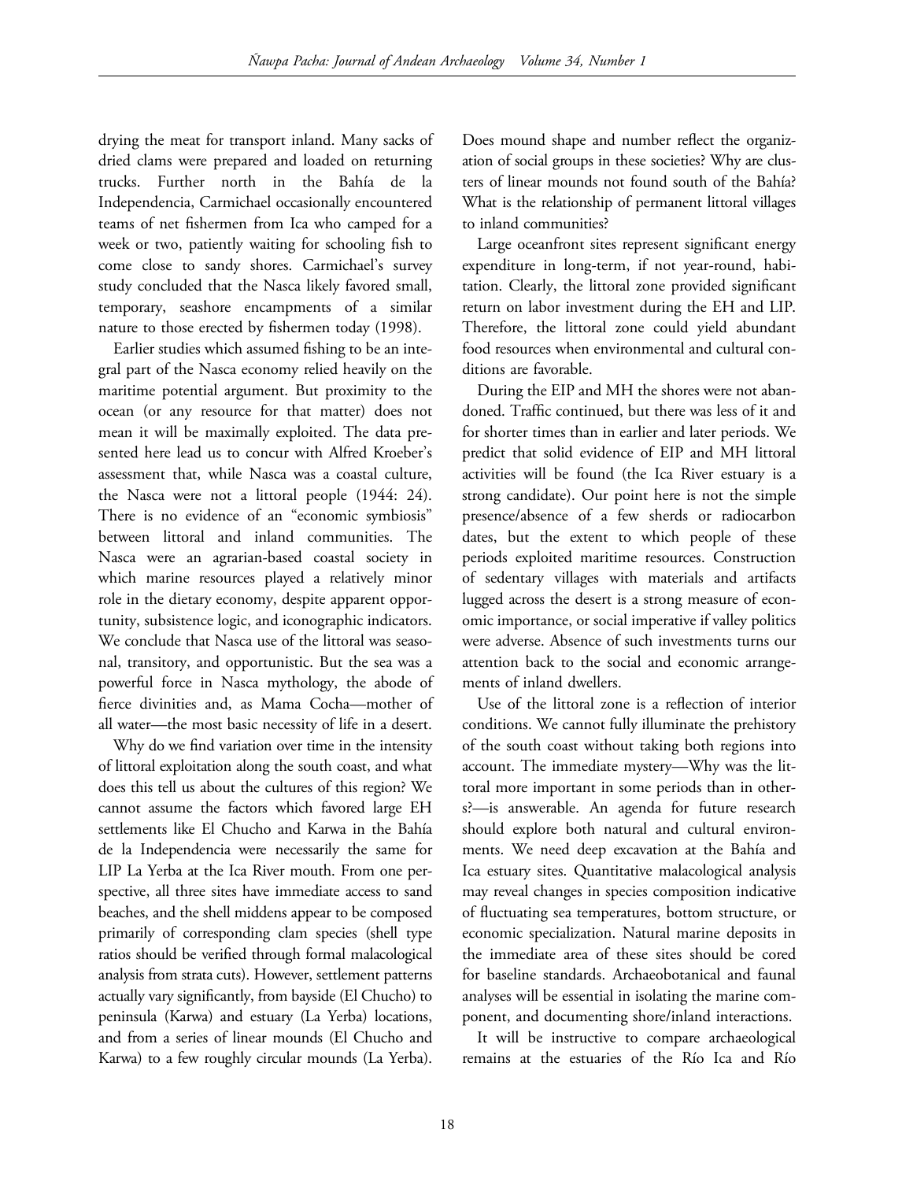drying the meat for transport inland. Many sacks of dried clams were prepared and loaded on returning trucks. Further north in the Bahía de la Independencia, Carmichael occasionally encountered teams of net fishermen from Ica who camped for a week or two, patiently waiting for schooling fish to come close to sandy shores. Carmichael's survey study concluded that the Nasca likely favored small, temporary, seashore encampments of a similar nature to those erected by fishermen today (1998).

Earlier studies which assumed fishing to be an integral part of the Nasca economy relied heavily on the maritime potential argument. But proximity to the ocean (or any resource for that matter) does not mean it will be maximally exploited. The data presented here lead us to concur with Alfred Kroeber's assessment that, while Nasca was a coastal culture, the Nasca were not a littoral people (1944: 24). There is no evidence of an "economic symbiosis" between littoral and inland communities. The Nasca were an agrarian-based coastal society in which marine resources played a relatively minor role in the dietary economy, despite apparent opportunity, subsistence logic, and iconographic indicators. We conclude that Nasca use of the littoral was seasonal, transitory, and opportunistic. But the sea was a powerful force in Nasca mythology, the abode of fierce divinities and, as Mama Cocha—mother of all water—the most basic necessity of life in a desert.

Why do we find variation over time in the intensity of littoral exploitation along the south coast, and what does this tell us about the cultures of this region? We cannot assume the factors which favored large EH settlements like El Chucho and Karwa in the Bahía de la Independencia were necessarily the same for LIP La Yerba at the Ica River mouth. From one perspective, all three sites have immediate access to sand beaches, and the shell middens appear to be composed primarily of corresponding clam species (shell type ratios should be verified through formal malacological analysis from strata cuts). However, settlement patterns actually vary significantly, from bayside (El Chucho) to peninsula (Karwa) and estuary (La Yerba) locations, and from a series of linear mounds (El Chucho and Karwa) to a few roughly circular mounds (La Yerba). Does mound shape and number reflect the organization of social groups in these societies? Why are clusters of linear mounds not found south of the Bahía? What is the relationship of permanent littoral villages to inland communities?

Large oceanfront sites represent significant energy expenditure in long-term, if not year-round, habitation. Clearly, the littoral zone provided significant return on labor investment during the EH and LIP. Therefore, the littoral zone could yield abundant food resources when environmental and cultural conditions are favorable.

During the EIP and MH the shores were not abandoned. Traffic continued, but there was less of it and for shorter times than in earlier and later periods. We predict that solid evidence of EIP and MH littoral activities will be found (the Ica River estuary is a strong candidate). Our point here is not the simple presence/absence of a few sherds or radiocarbon dates, but the extent to which people of these periods exploited maritime resources. Construction of sedentary villages with materials and artifacts lugged across the desert is a strong measure of economic importance, or social imperative if valley politics were adverse. Absence of such investments turns our attention back to the social and economic arrangements of inland dwellers.

Use of the littoral zone is a reflection of interior conditions. We cannot fully illuminate the prehistory of the south coast without taking both regions into account. The immediate mystery—Why was the littoral more important in some periods than in others?—is answerable. An agenda for future research should explore both natural and cultural environments. We need deep excavation at the Bahía and Ica estuary sites. Quantitative malacological analysis may reveal changes in species composition indicative of fluctuating sea temperatures, bottom structure, or economic specialization. Natural marine deposits in the immediate area of these sites should be cored for baseline standards. Archaeobotanical and faunal analyses will be essential in isolating the marine component, and documenting shore/inland interactions.

It will be instructive to compare archaeological remains at the estuaries of the Río Ica and Río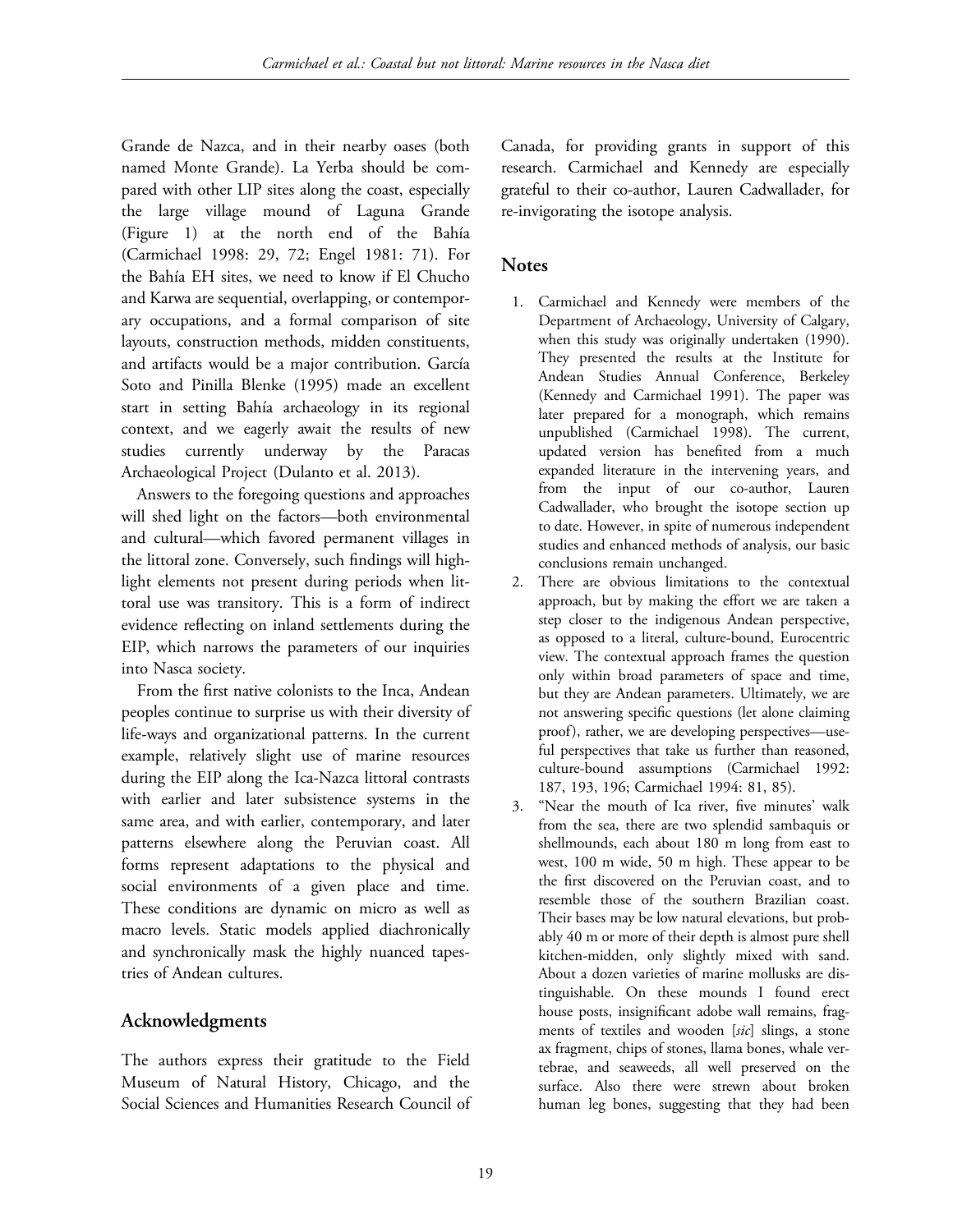Grande de Nazca, and in their nearby oases (both named Monte Grande). La Yerba should be compared with other LIP sites along the coast, especially the large village mound of Laguna Grande (Figure 1) at the north end of the Bahía (Carmichael 1998: 29, 72; Engel 1981: 71). For the Bahía EH sites, we need to know if El Chucho and Karwa are sequential, overlapping, or contemporary occupations, and a formal comparison of site layouts, construction methods, midden constituents, and artifacts would be a major contribution. García Soto and Pinilla Blenke (1995) made an excellent start in setting Bahía archaeology in its regional context, and we eagerly await the results of new studies currently underway by the Paracas Archaeological Project (Dulanto et al. 2013).

Answers to the foregoing questions and approaches will shed light on the factors—both environmental and cultural—which favored permanent villages in the littoral zone. Conversely, such findings will highlight elements not present during periods when littoral use was transitory. This is a form of indirect evidence reflecting on inland settlements during the EIP, which narrows the parameters of our inquiries into Nasca society.

From the first native colonists to the Inca, Andean peoples continue to surprise us with their diversity of life-ways and organizational patterns. In the current example, relatively slight use of marine resources during the EIP along the Ica-Nazca littoral contrasts with earlier and later subsistence systems in the same area, and with earlier, contemporary, and later patterns elsewhere along the Peruvian coast. All forms represent adaptations to the physical and social environments of a given place and time. These conditions are dynamic on micro as well as macro levels. Static models applied diachronically and synchronically mask the highly nuanced tapestries of Andean cultures.

## Acknowledgments

The authors express their gratitude to the Field Museum of Natural History, Chicago, and the Social Sciences and Humanities Research Council of Canada, for providing grants in support of this research. Carmichael and Kennedy are especially grateful to their co-author, Lauren Cadwallader, for re-invigorating the isotope analysis.

## Notes

1. Carmichael and Kennedy were members of the Department of Archaeology, University of Calgary, when this study was originally undertaken (1990). They presented the results at the Institute for Andean Studies Annual Conference, Berkeley (Kennedy and Carmichael 1991). The paper was later prepared for a monograph, which remains unpublished (Carmichael 1998). The current, updated version has benefited from a much expanded literature in the intervening years, and from the input of our co-author, Lauren Cadwallader, who brought the isotope section up to date. However, in spite of numerous independent studies and enhanced methods of analysis, our basic conclusions remain unchanged.
2. There are obvious limitations to the contextual approach, but by making the effort we are taken a step closer to the indigenous Andean perspective, as opposed to a literal, culture-bound, Eurocentric view. The contextual approach frames the question only within broad parameters of space and time, but they are Andean parameters. Ultimately, we are not answering specific questions (let alone claiming proof), rather, we are developing perspectives—useful perspectives that take us further than reasoned, culture-bound assumptions (Carmichael 1992: 187, 193, 196; Carmichael 1994: 81, 85).
3. "Near the mouth of Ica river, five minutes' walk from the sea, there are two splendid sambaquis or shellmounds, each about 180 m long from east to west, 100 m wide, 50 m high. These appear to be the first discovered on the Peruvian coast, and to resemble those of the southern Brazilian coast. Their bases may be low natural elevations, but probably 40 m or more of their depth is almost pure shell kitchen-midden, only slightly mixed with sand. About a dozen varieties of marine mollusks are distinguishable. On these mounds I found erect house posts, insignificant adobe wall remains, fragments of textiles and wooden [*sic*] slings, a stone ax fragment, chips of stones, llama bones, whale vertebrae, and seaweeds, all well preserved on the surface. Also there were strewn about broken human leg bones, suggesting that they had been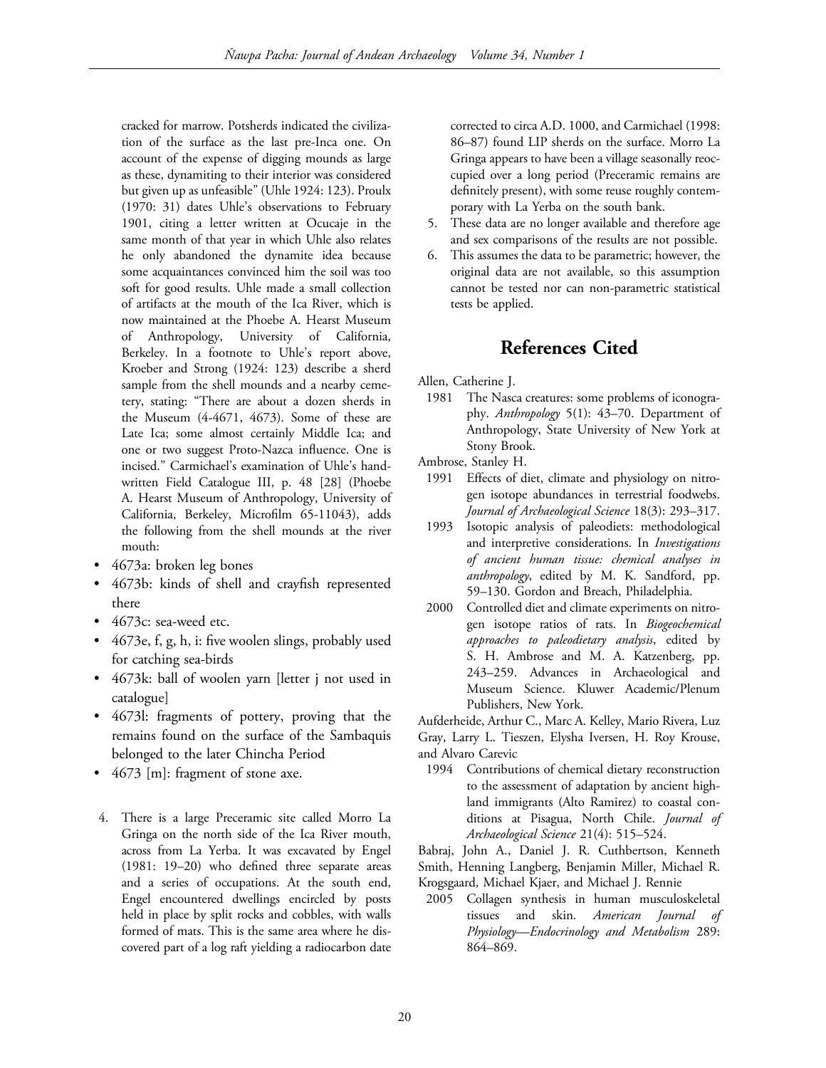cracked for marrow. Potsherds indicated the civilization of the surface as the last pre-Inca one. On account of the expense of digging mounds as large as these, dynamiting to their interior was considered but given up as unfeasible" (Uhle 1924: 123). Proulx (1970: 31) dates Uhle's observations to February 1901, citing a letter written at Ocucaje in the same month of that year in which Uhle also relates he only abandoned the dynamite idea because some acquaintances convinced him the soil was too soft for good results. Uhle made a small collection of artifacts at the mouth of the Ica River, which is now maintained at the Phoebe A. Hearst Museum of Anthropology, University of California, Berkeley. In a footnote to Uhle's report above, Kroeber and Strong (1924: 123) describe a sherd sample from the shell mounds and a nearby cemetery, stating: "There are about a dozen sherds in the Museum (4-4671, 4673). Some of these are Late Ica; some almost certainly Middle Ica; and one or two suggest Proto-Nazca influence. One is incised." Carmichael's examination of Uhle's handwritten Field Catalogue III, p. 48 [28] (Phoebe A. Hearst Museum of Anthropology, University of California, Berkeley, Microfilm 65-11043), adds the following from the shell mounds at the river mouth:

- 4673a: broken leg bones
- 4673b: kinds of shell and crayfish represented there
- 4673c: sea-weed etc.
- 4673e, f, g, h, i: five woolen slings, probably used for catching sea-birds
- 4673k: ball of woolen yarn [letter j not used in catalogue]
- 4673l: fragments of pottery, proving that the remains found on the surface of the Sambaquis belonged to the later Chincha Period
- 4673 [m]: fragment of stone axe.

4. There is a large Preceramic site called Morro La Gringa on the north side of the Ica River mouth, across from La Yerba. It was excavated by Engel (1981: 19–20) who defined three separate areas and a series of occupations. At the south end, Engel encountered dwellings encircled by posts held in place by split rocks and cobbles, with walls formed of mats. This is the same area where he discovered part of a log raft yielding a radiocarbon date corrected to circa A.D. 1000, and Carmichael (1998: 86–87) found LIP sherds on the surface. Morro La Gringa appears to have been a village seasonally reoccupied over a long period (Preceramic remains are definitely present), with some reuse roughly contemporary with La Yerba on the south bank.
5. These data are no longer available and therefore age and sex comparisons of the results are not possible.
6. This assumes the data to be parametric; however, the original data are not available, so this assumption cannot be tested nor can non-parametric statistical tests be applied.

## References Cited

Allen, Catherine J.

1981 The Nasca creatures: some problems of iconography. *Anthropology* 5(1): 43–70. Department of Anthropology, State University of New York at Stony Brook.

Ambrose, Stanley H.

1991 Effects of diet, climate and physiology on nitrogen isotope abundances in terrestrial foodwebs. *Journal of Archaeological Science* 18(3): 293–317.

1993 Isotopic analysis of paleodiets: methodological and interpretive considerations. In *Investigations of ancient human tissue: chemical analyses in anthropology*, edited by M. K. Sandford, pp. 59–130. Gordon and Breach, Philadelphia.

2000 Controlled diet and climate experiments on nitrogen isotope ratios of rats. In *Biogeochemical approaches to paleodietary analysis*, edited by S. H. Ambrose and M. A. Katzenberg, pp. 243–259. Advances in Archaeological and Museum Science. Kluwer Academic/Plenum Publishers, New York.

Aufderheide, Arthur C., Marc A. Kelley, Mario Rivera, Luz Gray, Larry L. Tieszen, Elysha Iversen, H. Roy Krouse, and Alvaro Carevic

1994 Contributions of chemical dietary reconstruction to the assessment of adaptation by ancient highland immigrants (Alto Ramirez) to coastal conditions at Pisagua, North Chile. *Journal of Archaeological Science* 21(4): 515–524.

Babraj, John A., Daniel J. R. Cuthbertson, Kenneth Smith, Henning Langberg, Benjamin Miller, Michael R. Krogsgaard, Michael Kjaer, and Michael J. Rennie

2005 Collagen synthesis in human musculoskeletal tissues and skin. *American Journal of Physiology—Endocrinology and Metabolism* 289: 864–869.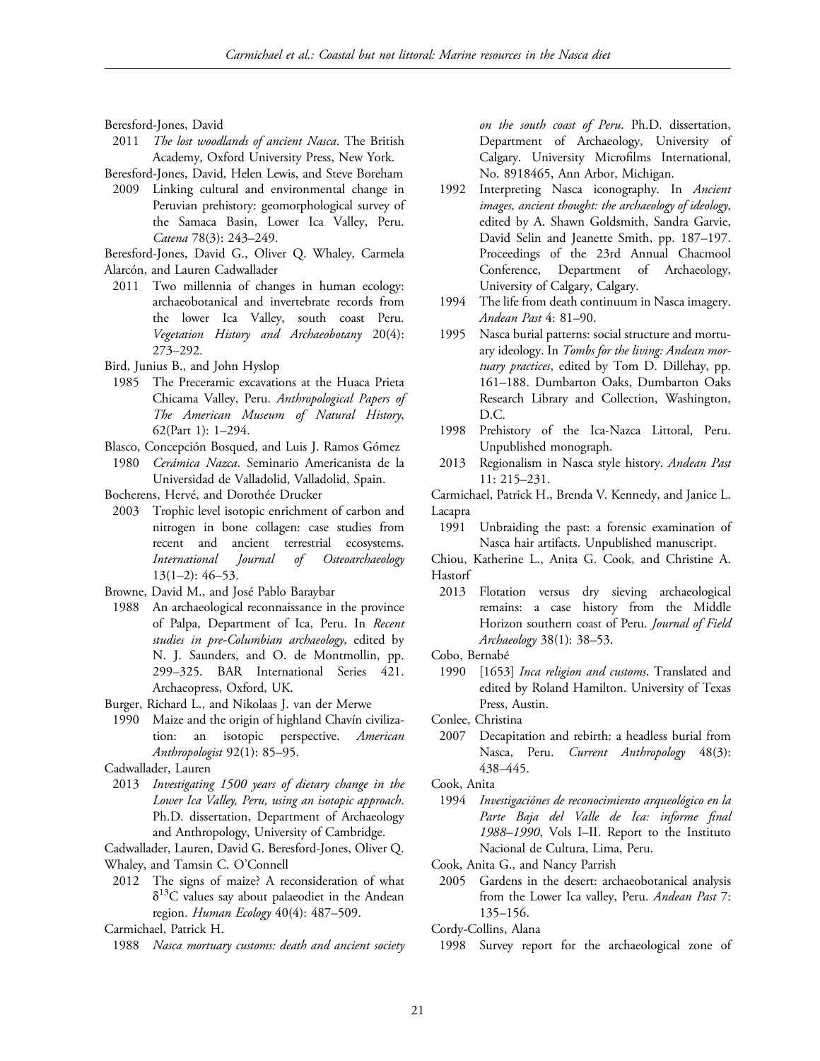Beresford-Jones, David

2011 *The lost woodlands of ancient Nasca*. The British Academy, Oxford University Press, New York.

Beresford-Jones, David, Helen Lewis, and Steve Boreham

2009 Linking cultural and environmental change in Peruvian prehistory: geomorphological survey of the Samaca Basin, Lower Ica Valley, Peru. *Catena* 78(3): 243–249.

Beresford-Jones, David G., Oliver Q. Whaley, Carmela Alarcón, and Lauren Cadwallader

2011 Two millennia of changes in human ecology: archaeobotanical and invertebrate records from the lower Ica Valley, south coast Peru. *Vegetation History and Archaeobotany* 20(4): 273–292.

Bird, Junius B., and John Hyslop

1985 The Preceramic excavations at the Huaca Prieta Chicama Valley, Peru. *Anthropological Papers of The American Museum of Natural History*, 62(Part 1): 1–294.

Blasco, Concepción Bosqued, and Luis J. Ramos Gómez

1980 *Cerámica Nazca*. Seminario Americanista de la Universidad de Valladolid, Valladolid, Spain.

Bocherens, Hervé, and Dorothée Drucker

2003 Trophic level isotopic enrichment of carbon and nitrogen in bone collagen: case studies from recent and ancient terrestrial ecosystems. *International Journal of Osteoarchaeology* 13(1–2): 46–53.

Browne, David M., and José Pablo Baraybar

1988 An archaeological reconnaissance in the province of Palpa, Department of Ica, Peru. In *Recent studies in pre-Columbian archaeology*, edited by N. J. Saunders, and O. de Montmollin, pp. 299–325. BAR International Series 421. Archaeopress, Oxford, UK.

Burger, Richard L., and Nikolaas J. van der Merwe

1990 Maize and the origin of highland Chavín civilization: an isotopic perspective. *American Anthropologist* 92(1): 85–95.

Cadwallader, Lauren

2013 *Investigating 1500 years of dietary change in the Lower Ica Valley, Peru, using an isotopic approach*. Ph.D. dissertation, Department of Archaeology and Anthropology, University of Cambridge.

Cadwallader, Lauren, David G. Beresford-Jones, Oliver Q. Whaley, and Tamsin C. O'Connell

2012 The signs of maize? A reconsideration of what $\delta^{13}$C values say about palaeodiet in the Andean region. *Human Ecology* 40(4): 487–509.

Carmichael, Patrick H.

1988 *Nasca mortuary customs: death and ancient society on the south coast of Peru*. Ph.D. dissertation, Department of Archaeology, University of Calgary. University Microfilms International, No. 8918465, Ann Arbor, Michigan.

1992 Interpreting Nasca iconography. In *Ancient images, ancient thought: the archaeology of ideology*, edited by A. Shawn Goldsmith, Sandra Garvie, David Selin and Jeanette Smith, pp. 187–197. Proceedings of the 23rd Annual Chacmool Conference, Department of Archaeology, University of Calgary, Calgary.

1994 The life from death continuum in Nasca imagery. *Andean Past* 4: 81–90.

1995 Nasca burial patterns: social structure and mortuary ideology. In *Tombs for the living: Andean mortuary practices*, edited by Tom D. Dillehay, pp. 161–188. Dumbarton Oaks, Dumbarton Oaks Research Library and Collection, Washington, D.C.

1998 Prehistory of the Ica-Nazca Littoral, Peru. Unpublished monograph.

2013 Regionalism in Nasca style history. *Andean Past* 11: 215–231.

Carmichael, Patrick H., Brenda V. Kennedy, and Janice L. Lacapra

1991 Unbraiding the past: a forensic examination of Nasca hair artifacts. Unpublished manuscript.

Chiou, Katherine L., Anita G. Cook, and Christine A. Hastorf

2013 Flotation versus dry sieving archaeological remains: a case history from the Middle Horizon southern coast of Peru. *Journal of Field Archaeology* 38(1): 38–53.

Cobo, Bernabé

1990 [1653] *Inca religion and customs*. Translated and edited by Roland Hamilton. University of Texas Press, Austin.

Conlee, Christina

2007 Decapitation and rebirth: a headless burial from Nasca, Peru. *Current Anthropology* 48(3): 438–445.

Cook, Anita

1994 *Investigaciónes de reconocimiento arqueológico en la Parte Baja del Valle de Ica: informe final 1988–1990*, Vols I–II. Report to the Instituto Nacional de Cultura, Lima, Peru.

Cook, Anita G., and Nancy Parrish

2005 Gardens in the desert: archaeobotanical analysis from the Lower Ica valley, Peru. *Andean Past* 7: 135–156.

Cordy-Collins, Alana

1998 Survey report for the archaeological zone of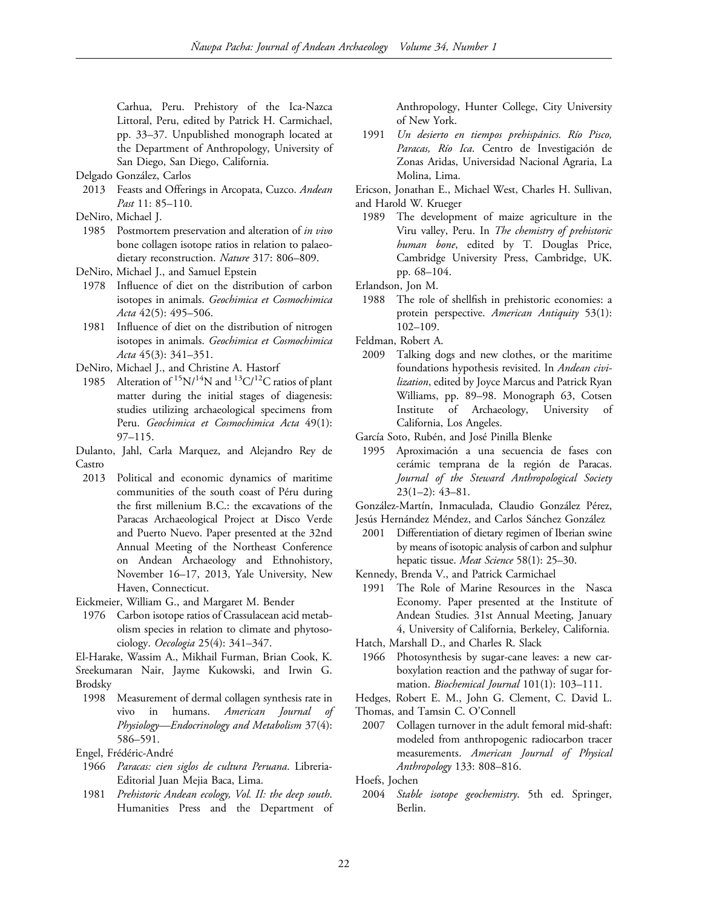Carhua, Peru. Prehistory of the Ica-Nazca Littoral, Peru, edited by Patrick H. Carmichael, pp. 33–37. Unpublished monograph located at the Department of Anthropology, University of San Diego, San Diego, California.

Delgado González, Carlos

2013 Feasts and Offerings in Arcopata, Cuzco. *Andean Past* 11: 85–110.

DeNiro, Michael J.

1985 Postmortem preservation and alteration of *in vivo* bone collagen isotope ratios in relation to palaeodietary reconstruction. *Nature* 317: 806–809.

DeNiro, Michael J., and Samuel Epstein

1978 Influence of diet on the distribution of carbon isotopes in animals. *Geochimica et Cosmochimica Acta* 42(5): 495–506.

1981 Influence of diet on the distribution of nitrogen isotopes in animals. *Geochimica et Cosmochimica Acta* 45(3): 341–351.

DeNiro, Michael J., and Christine A. Hastorf

1985 Alteration of $^{15}N/^{14}N$ and $^{13}C/^{12}C$ ratios of plant matter during the initial stages of diagenesis: studies utilizing archaeological specimens from Peru. *Geochimica et Cosmochimica Acta* 49(1): 97–115.

Dulanto, Jahl, Carla Marquez, and Alejandro Rey de Castro

2013 Political and economic dynamics of maritime communities of the south coast of Péru during the first millenium B.C.: the excavations of the Paracas Archaeological Project at Disco Verde and Puerto Nuevo. Paper presented at the 32nd Annual Meeting of the Northeast Conference on Andean Archaeology and Ethnohistory, November 16–17, 2013, Yale University, New Haven, Connecticut.

Eickmeier, William G., and Margaret M. Bender

1976 Carbon isotope ratios of Crassulacean acid metabolism species in relation to climate and phytosociology. *Oecologia* 25(4): 341–347.

El-Harake, Wassim A., Mikhail Furman, Brian Cook, K. Sreekumaran Nair, Jayme Kukowski, and Irwin G. Brodsky

1998 Measurement of dermal collagen synthesis rate in vivo in humans. *American Journal of Physiology—Endocrinology and Metabolism* 37(4): 586–591.

Engel, Frédéric-André

1966 *Paracas: cien siglos de cultura Peruana*. Libreria-Editorial Juan Mejia Baca, Lima.

1981 *Prehistoric Andean ecology, Vol. II: the deep south.* Humanities Press and the Department of Anthropology, Hunter College, City University of New York.

1991 *Un desierto en tiempos prehispánicos. Río Pisco, Paracas, Río Ica*. Centro de Investigación de Zonas Aridas, Universidad Nacional Agraria, La Molina, Lima.

Ericson, Jonathan E., Michael West, Charles H. Sullivan, and Harold W. Krueger

1989 The development of maize agriculture in the Viru valley, Peru. In *The chemistry of prehistoric human bone*, edited by T. Douglas Price, Cambridge University Press, Cambridge, UK. pp. 68–104.

Erlandson, Jon M.

1988 The role of shellfish in prehistoric economies: a protein perspective. *American Antiquity* 53(1): 102–109.

Feldman, Robert A.

2009 Talking dogs and new clothes, or the maritime foundations hypothesis revisited. In *Andean civilization*, edited by Joyce Marcus and Patrick Ryan Williams, pp. 89–98. Monograph 63, Cotsen Institute of Archaeology, University of California, Los Angeles.

García Soto, Rubén, and José Pinilla Blenke

1995 Aproximación a una secuencia de fases con cerámic temprana de la región de Paracas. *Journal of the Steward Anthropological Society* 23(1–2): 43–81.

González-Martín, Inmaculada, Claudio González Pérez, Jesús Hernández Méndez, and Carlos Sánchez González

2001 Differentiation of dietary regimen of Iberian swine by means of isotopic analysis of carbon and sulphur hepatic tissue. *Meat Science* 58(1): 25–30.

Kennedy, Brenda V., and Patrick Carmichael

1991 The Role of Marine Resources in the Nasca Economy. Paper presented at the Institute of Andean Studies. 31st Annual Meeting, January 4, University of California, Berkeley, California.

Hatch, Marshall D., and Charles R. Slack

1966 Photosynthesis by sugar-cane leaves: a new carboxylation reaction and the pathway of sugar formation. *Biochemical Journal* 101(1): 103–111.

Hedges, Robert E. M., John G. Clement, C. David L. Thomas, and Tamsin C. O'Connell

2007 Collagen turnover in the adult femoral mid-shaft: modeled from anthropogenic radiocarbon tracer measurements. *American Journal of Physical Anthropology* 133: 808–816.

Hoefs, Jochen

2004 *Stable isotope geochemistry*. 5th ed. Springer, Berlin.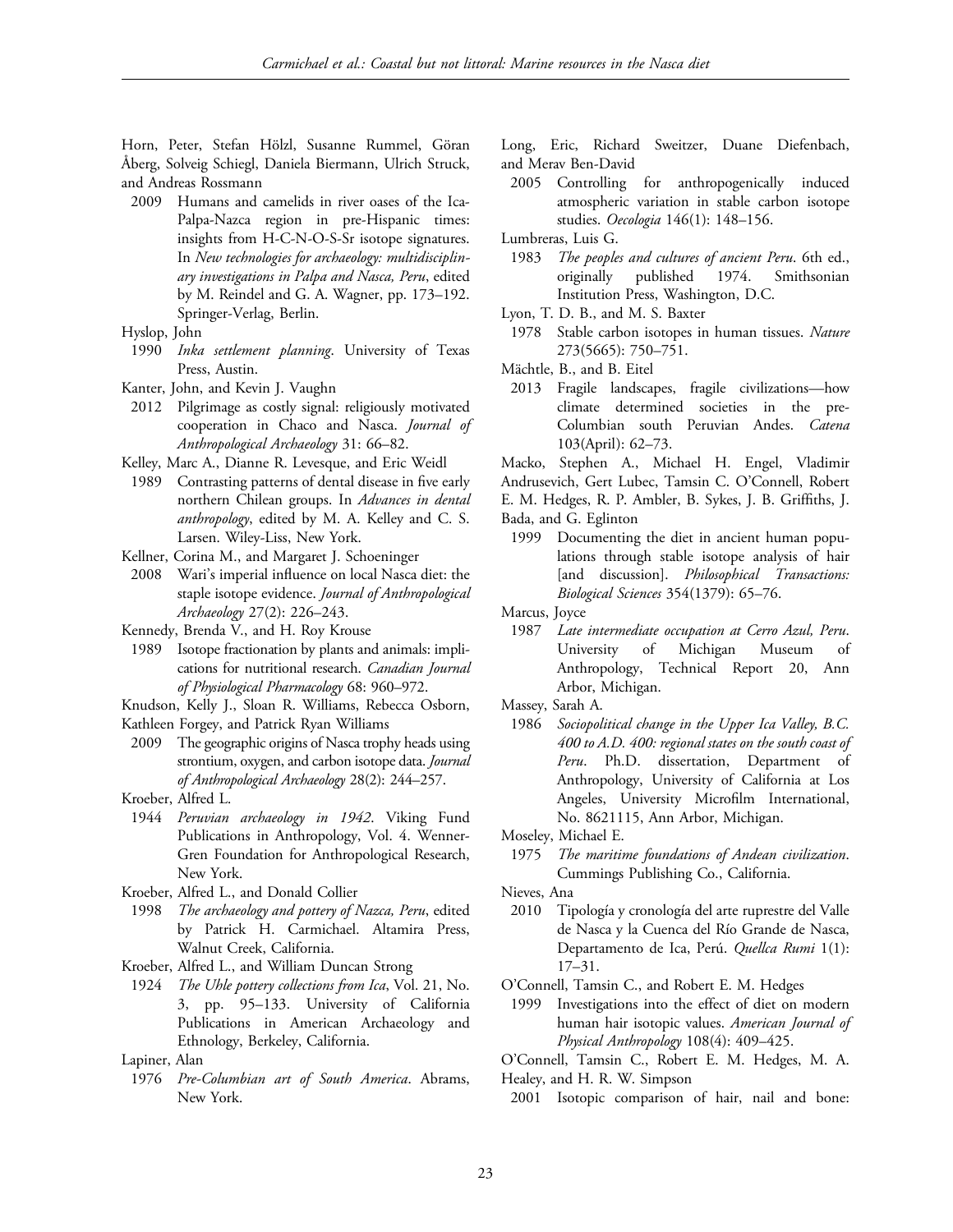Horn, Peter, Stefan Hölzl, Susanne Rummel, Göran Åberg, Solveig Schiegl, Daniela Biermann, Ulrich Struck, and Andreas Rossmann

2009 Humans and camelids in river oases of the Ica-Palpa-Nazca region in pre-Hispanic times: insights from H-C-N-O-S-Sr isotope signatures. In *New technologies for archaeology: multidisciplinary investigations in Palpa and Nasca, Peru*, edited by M. Reindel and G. A. Wagner, pp. 173–192. Springer-Verlag, Berlin.

Hyslop, John

1990 *Inka settlement planning*. University of Texas Press, Austin.

Kanter, John, and Kevin J. Vaughn

2012 Pilgrimage as costly signal: religiously motivated cooperation in Chaco and Nasca. *Journal of Anthropological Archaeology* 31: 66–82.

Kelley, Marc A., Dianne R. Levesque, and Eric Weidl

1989 Contrasting patterns of dental disease in five early northern Chilean groups. In *Advances in dental anthropology*, edited by M. A. Kelley and C. S. Larsen. Wiley-Liss, New York.

Kellner, Corina M., and Margaret J. Schoeninger

2008 Wari's imperial influence on local Nasca diet: the staple isotope evidence. *Journal of Anthropological Archaeology* 27(2): 226–243.

Kennedy, Brenda V., and H. Roy Krouse

1989 Isotope fractionation by plants and animals: implications for nutritional research. *Canadian Journal of Physiological Pharmacology* 68: 960–972.

Knudson, Kelly J., Sloan R. Williams, Rebecca Osborn, Kathleen Forgey, and Patrick Ryan Williams

2009 The geographic origins of Nasca trophy heads using strontium, oxygen, and carbon isotope data. *Journal of Anthropological Archaeology* 28(2): 244–257.

Kroeber, Alfred L.

1944 *Peruvian archaeology in 1942*. Viking Fund Publications in Anthropology, Vol. 4. Wenner-Gren Foundation for Anthropological Research, New York.

Kroeber, Alfred L., and Donald Collier

1998 *The archaeology and pottery of Nazca, Peru*, edited by Patrick H. Carmichael. Altamira Press, Walnut Creek, California.

Kroeber, Alfred L., and William Duncan Strong

1924 *The Uhle pottery collections from Ica*, Vol. 21, No. 3, pp. 95–133. University of California Publications in American Archaeology and Ethnology, Berkeley, California.

Lapiner, Alan

1976 *Pre-Columbian art of South America*. Abrams, New York.

Long, Eric, Richard Sweitzer, Duane Diefenbach, and Merav Ben-David

2005 Controlling for anthropogenically induced atmospheric variation in stable carbon isotope studies. *Oecologia* 146(1): 148–156.

Lumbreras, Luis G.

1983 *The peoples and cultures of ancient Peru*. 6th ed., originally published 1974. Smithsonian Institution Press, Washington, D.C.

Lyon, T. D. B., and M. S. Baxter

1978 Stable carbon isotopes in human tissues. *Nature* 273(5665): 750–751.

Mächtle, B., and B. Eitel

2013 Fragile landscapes, fragile civilizations—how climate determined societies in the pre-Columbian south Peruvian Andes. *Catena* 103(April): 62–73.

Macko, Stephen A., Michael H. Engel, Vladimir Andrusevich, Gert Lubec, Tamsin C. O'Connell, Robert E. M. Hedges, R. P. Ambler, B. Sykes, J. B. Griffiths, J. Bada, and G. Eglinton

1999 Documenting the diet in ancient human populations through stable isotope analysis of hair [and discussion]. *Philosophical Transactions: Biological Sciences* 354(1379): 65–76.

Marcus, Joyce

1987 *Late intermediate occupation at Cerro Azul, Peru*. University of Michigan Museum of Anthropology, Technical Report 20, Ann Arbor, Michigan.

Massey, Sarah A.

1986 *Sociopolitical change in the Upper Ica Valley, B.C. 400 to A.D. 400: regional states on the south coast of Peru*. Ph.D. dissertation, Department of Anthropology, University of California at Los Angeles, University Microfilm International, No. 8621115, Ann Arbor, Michigan.

Moseley, Michael E.

1975 *The maritime foundations of Andean civilization*. Cummings Publishing Co., California.

Nieves, Ana

2010 Tipología y cronología del arte ruprestre del Valle de Nasca y la Cuenca del Río Grande de Nasca, Departamento de Ica, Perú. *Quellca Rumi* 1(1): 17–31.

O'Connell, Tamsin C., and Robert E. M. Hedges

1999 Investigations into the effect of diet on modern human hair isotopic values. *American Journal of Physical Anthropology* 108(4): 409–425.

O'Connell, Tamsin C., Robert E. M. Hedges, M. A. Healey, and H. R. W. Simpson

2001 Isotopic comparison of hair, nail and bone: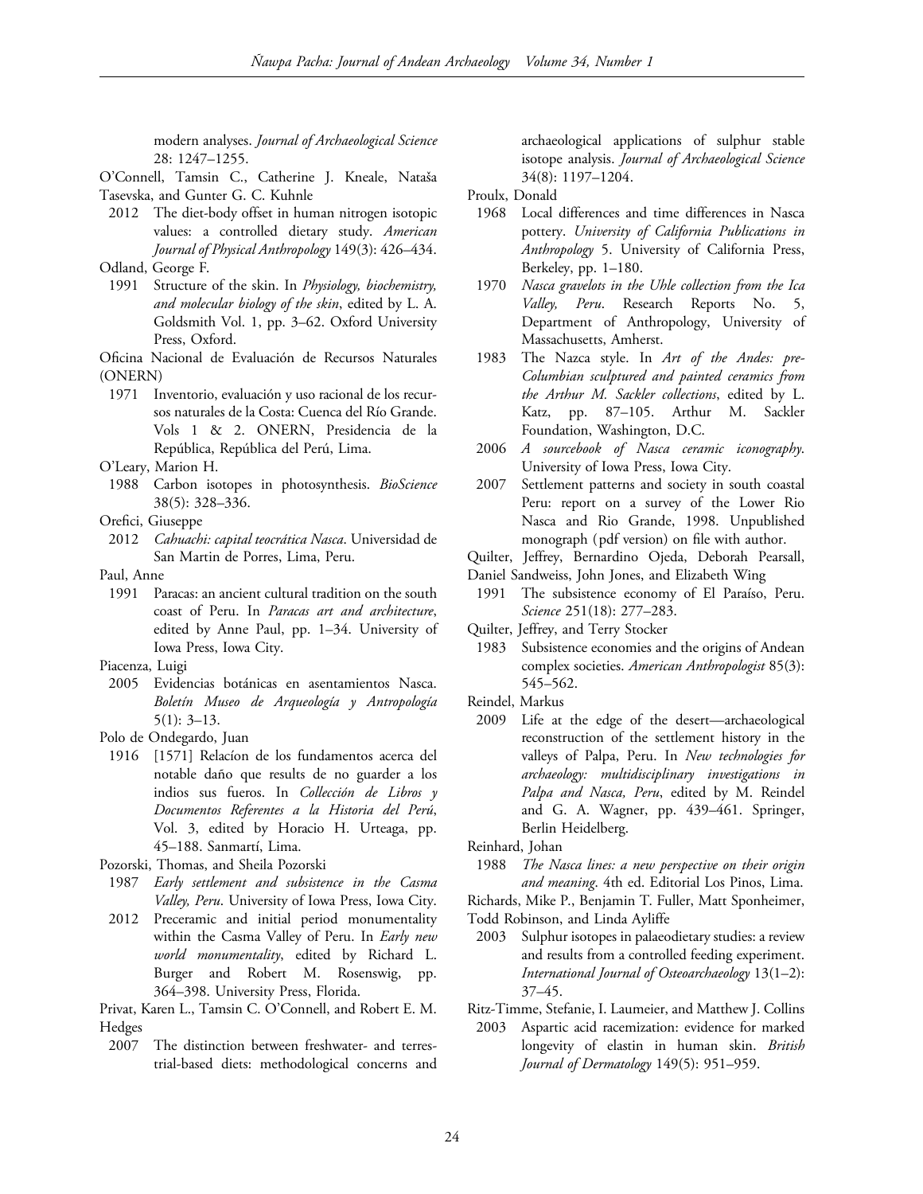modern analyses. *Journal of Archaeological Science* 28: 1247–1255.

O'Connell, Tamsin C., Catherine J. Kneale, Nataša Tasevska, and Gunter G. C. Kuhnle

2012 The diet-body offset in human nitrogen isotopic values: a controlled dietary study. *American Journal of Physical Anthropology* 149(3): 426–434.

Odland, George F.

1991 Structure of the skin. In *Physiology, biochemistry, and molecular biology of the skin*, edited by L. A. Goldsmith Vol. 1, pp. 3–62. Oxford University Press, Oxford.

Oficina Nacional de Evaluación de Recursos Naturales (ONERN)

1971 Inventorio, evaluación y uso racional de los recursos naturales de la Costa: Cuenca del Río Grande. Vols 1 & 2. ONERN, Presidencia de la República, República del Perú, Lima.

O'Leary, Marion H.

1988 Carbon isotopes in photosynthesis. *BioScience* 38(5): 328–336.

Orefici, Giuseppe

2012 *Cahuachi: capital teocrática Nasca*. Universidad de San Martin de Porres, Lima, Peru.

Paul, Anne

1991 Paracas: an ancient cultural tradition on the south coast of Peru. In *Paracas art and architecture*, edited by Anne Paul, pp. 1–34. University of Iowa Press, Iowa City.

Piacenza, Luigi

2005 Evidencias botánicas en asentamientos Nasca. *Boletín Museo de Arqueología y Antropología* 5(1): 3–13.

Polo de Ondegardo, Juan

1916 [1571] Relacíon de los fundamentos acerca del notable daño que results de no guarder a los indios sus fueros. In *Collección de Libros y Documentos Referentes a la Historia del Perú*, Vol. 3, edited by Horacio H. Urteaga, pp. 45–188. Sanmartí, Lima.

Pozorski, Thomas, and Sheila Pozorski

1987 *Early settlement and subsistence in the Casma Valley, Peru*. University of Iowa Press, Iowa City.

2012 Preceramic and initial period monumentality within the Casma Valley of Peru. In *Early new world monumentality*, edited by Richard L. Burger and Robert M. Rosenswig, pp. 364–398. University Press, Florida.

Privat, Karen L., Tamsin C. O'Connell, and Robert E. M. Hedges

2007 The distinction between freshwater- and terrestrial-based diets: methodological concerns and archaeological applications of sulphur stable isotope analysis. *Journal of Archaeological Science* 34(8): 1197–1204.

Proulx, Donald

1968 Local differences and time differences in Nasca pottery. *University of California Publications in Anthropology* 5. University of California Press, Berkeley, pp. 1–180.

1970 *Nasca gravelots in the Uhle collection from the Ica Valley, Peru*. Research Reports No. 5, Department of Anthropology, University of Massachusetts, Amherst.

1983 The Nazca style. In *Art of the Andes: pre-Columbian sculptured and painted ceramics from the Arthur M. Sackler collections*, edited by L. Katz, pp. 87–105. Arthur M. Sackler Foundation, Washington, D.C.

2006 *A sourcebook of Nasca ceramic iconography*. University of Iowa Press, Iowa City.

2007 Settlement patterns and society in south coastal Peru: report on a survey of the Lower Rio Nasca and Rio Grande, 1998. Unpublished monograph (pdf version) on file with author.

Quilter, Jeffrey, Bernardino Ojeda, Deborah Pearsall, Daniel Sandweiss, John Jones, and Elizabeth Wing

1991 The subsistence economy of El Paraíso, Peru. *Science* 251(18): 277–283.

Quilter, Jeffrey, and Terry Stocker

1983 Subsistence economies and the origins of Andean complex societies. *American Anthropologist* 85(3): 545–562.

Reindel, Markus

2009 Life at the edge of the desert—archaeological reconstruction of the settlement history in the valleys of Palpa, Peru. In *New technologies for archaeology: multidisciplinary investigations in Palpa and Nasca, Peru*, edited by M. Reindel and G. A. Wagner, pp. 439–461. Springer, Berlin Heidelberg.

Reinhard, Johan

1988 *The Nasca lines: a new perspective on their origin and meaning*. 4th ed. Editorial Los Pinos, Lima.

Richards, Mike P., Benjamin T. Fuller, Matt Sponheimer, Todd Robinson, and Linda Ayliffe

2003 Sulphur isotopes in palaeodietary studies: a review and results from a controlled feeding experiment. *International Journal of Osteoarchaeology* 13(1–2): 37–45.

Ritz-Timme, Stefanie, I. Laumeier, and Matthew J. Collins

2003 Aspartic acid racemization: evidence for marked longevity of elastin in human skin. *British Journal of Dermatology* 149(5): 951–959.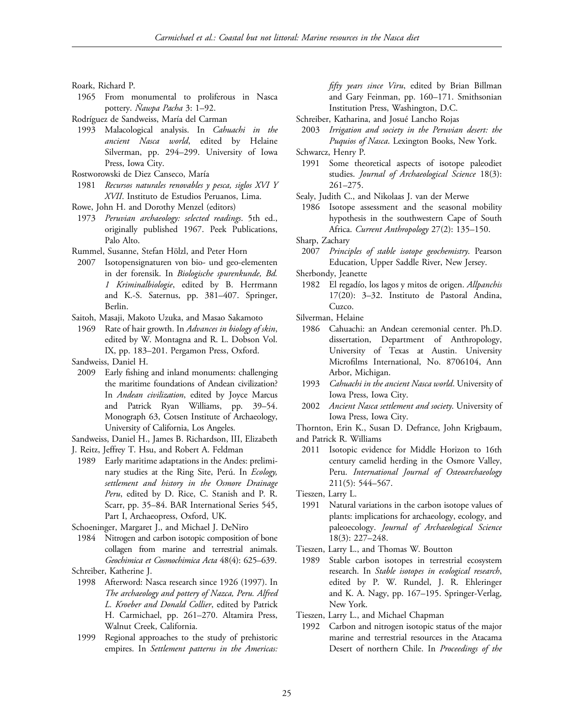Roark, Richard P.

1965 From monumental to proliferous in Nasca pottery. *Ñawpa Pacha* 3: 1–92.

Rodríguez de Sandweiss, María del Carman

1993 Malacological analysis. In *Cahuachi in the ancient Nasca world*, edited by Helaine Silverman, pp. 294–299. University of Iowa Press, Iowa City.

Rostworowski de Diez Canseco, María

1981 *Recursos naturales renovables y pesca, siglos XVI Y XVII*. Instituto de Estudios Peruanos, Lima.

Rowe, John H. and Dorothy Menzel (editors)

1973 *Peruvian archaeology: selected readings*. 5th ed., originally published 1967. Peek Publications, Palo Alto.

Rummel, Susanne, Stefan Hölzl, and Peter Horn

2007 Isotopensignaturen von bio- und geo-elementen in der forensik. In *Biologische spurenkunde, Bd. 1 Kriminalbiologie*, edited by B. Herrmann and K.-S. Saternus, pp. 381–407. Springer, Berlin.

Saitoh, Masaji, Makoto Uzuka, and Masao Sakamoto

1969 Rate of hair growth. In *Advances in biology of skin*, edited by W. Montagna and R. L. Dobson Vol. IX, pp. 183–201. Pergamon Press, Oxford.

Sandweiss, Daniel H.

2009 Early fishing and inland monuments: challenging the maritime foundations of Andean civilization? In *Andean civilization*, edited by Joyce Marcus and Patrick Ryan Williams, pp. 39–54. Monograph 63, Cotsen Institute of Archaeology, University of California, Los Angeles.

Sandweiss, Daniel H., James B. Richardson, III, Elizabeth J. Reitz, Jeffrey T. Hsu, and Robert A. Feldman

1989 Early maritime adaptations in the Andes: preliminary studies at the Ring Site, Perú. In *Ecology, settlement and history in the Osmore Drainage Peru*, edited by D. Rice, C. Stanish and P. R. Scarr, pp. 35–84. BAR International Series 545, Part I, Archaeopress, Oxford, UK.

Schoeninger, Margaret J., and Michael J. DeNiro

1984 Nitrogen and carbon isotopic composition of bone collagen from marine and terrestrial animals. *Geochimica et Cosmochimica Acta* 48(4): 625–639.

Schreiber, Katherine J.

1998 Afterword: Nasca research since 1926 (1997). In *The archaeology and pottery of Nazca, Peru. Alfred L. Kroeber and Donald Collier*, edited by Patrick H. Carmichael, pp. 261–270. Altamira Press, Walnut Creek, California.

1999 Regional approaches to the study of prehistoric empires. In *Settlement patterns in the Americas: fifty years since Viru*, edited by Brian Billman and Gary Feinman, pp. 160–171. Smithsonian Institution Press, Washington, D.C.

Schreiber, Katharina, and Josué Lancho Rojas

2003 *Irrigation and society in the Peruvian desert: the Puquios of Nasca*. Lexington Books, New York.

Schwarcz, Henry P.

1991 Some theoretical aspects of isotope paleodiet studies. *Journal of Archaeological Science* 18(3): 261–275.

Sealy, Judith C., and Nikolaas J. van der Merwe

1986 Isotope assessment and the seasonal mobility hypothesis in the southwestern Cape of South Africa. *Current Anthropology* 27(2): 135–150.

Sharp, Zachary

2007 *Principles of stable isotope geochemistry*. Pearson Education, Upper Saddle River, New Jersey.

Sherbondy, Jeanette

1982 El regadío, los lagos y mitos de origen. *Allpanchis* 17(20): 3–32. Instituto de Pastoral Andina, Cuzco.

Silverman, Helaine

1986 Cahuachi: an Andean ceremonial center. Ph.D. dissertation, Department of Anthropology, University of Texas at Austin. University Microfilms International, No. 8706104, Ann Arbor, Michigan.

1993 *Cahuachi in the ancient Nasca world*. University of Iowa Press, Iowa City.

2002 *Ancient Nasca settlement and society*. University of Iowa Press, Iowa City.

Thornton, Erin K., Susan D. Defrance, John Krigbaum, and Patrick R. Williams

2011 Isotopic evidence for Middle Horizon to 16th century camelid herding in the Osmore Valley, Peru. *International Journal of Osteoarchaeology* 211(5): 544–567.

Tieszen, Larry L.

1991 Natural variations in the carbon isotope values of plants: implications for archaeology, ecology, and paleoecology. *Journal of Archaeological Science* 18(3): 227–248.

Tieszen, Larry L., and Thomas W. Boutton

1989 Stable carbon isotopes in terrestrial ecosystem research. In *Stable isotopes in ecological research*, edited by P. W. Rundel, J. R. Ehleringer and K. A. Nagy, pp. 167–195. Springer-Verlag, New York.

Tieszen, Larry L., and Michael Chapman

1992 Carbon and nitrogen isotopic status of the major marine and terrestrial resources in the Atacama Desert of northern Chile. In *Proceedings of the*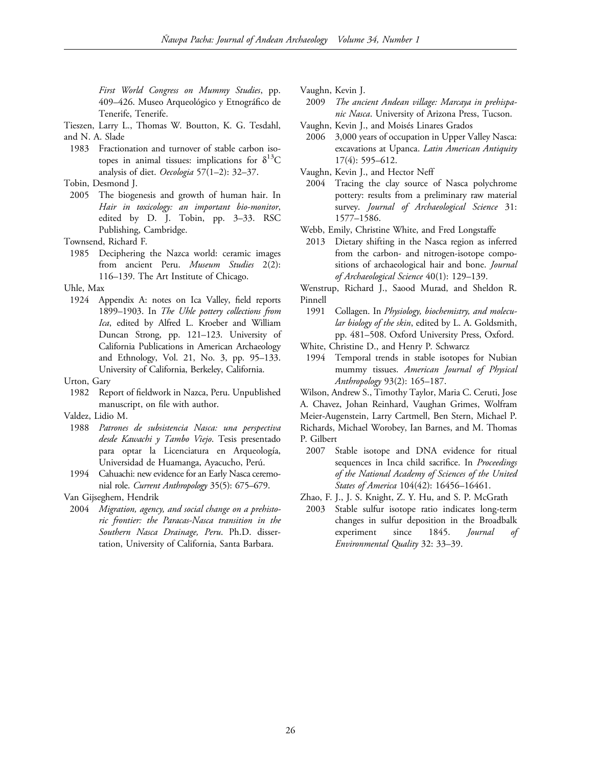*First World Congress on Mummy Studies*, pp. 409–426. Museo Arqueológico y Etnográfico de Tenerife, Tenerife.

Tieszen, Larry L., Thomas W. Boutton, K. G. Tesdahl, and N. A. Slade

1983 Fractionation and turnover of stable carbon isotopes in animal tissues: implications for $\delta^{13}C$ analysis of diet. *Oecologia* 57(1–2): 32–37.

Tobin, Desmond J.

2005 The biogenesis and growth of human hair. In *Hair in toxicology: an important bio-monitor*, edited by D. J. Tobin, pp. 3–33. RSC Publishing, Cambridge.

Townsend, Richard F.

1985 Deciphering the Nazca world: ceramic images from ancient Peru. *Museum Studies* 2(2): 116–139. The Art Institute of Chicago.

Uhle, Max

1924 Appendix A: notes on Ica Valley, field reports 1899–1903. In *The Uhle pottery collections from Ica*, edited by Alfred L. Kroeber and William Duncan Strong, pp. 121–123. University of California Publications in American Archaeology and Ethnology, Vol. 21, No. 3, pp. 95–133. University of California, Berkeley, California.

Urton, Gary

1982 Report of fieldwork in Nazca, Peru. Unpublished manuscript, on file with author.

Valdez, Lidio M.

1988 *Patrones de subsistencia Nasca: una perspectiva desde Kawachi y Tambo Viejo*. Tesis presentado para optar la Licenciatura en Arqueología, Universidad de Huamanga, Ayacucho, Perú.

1994 Cahuachi: new evidence for an Early Nasca ceremonial role. *Current Anthropology* 35(5): 675–679.

Van Gijseghem, Hendrik

2004 *Migration, agency, and social change on a prehistoric frontier: the Paracas-Nasca transition in the Southern Nasca Drainage, Peru*. Ph.D. dissertation, University of California, Santa Barbara.

Vaughn, Kevin J.

2009 *The ancient Andean village: Marcaya in prehispanic Nasca*. University of Arizona Press, Tucson.

Vaughn, Kevin J., and Moisés Linares Grados

2006 3,000 years of occupation in Upper Valley Nasca: excavations at Upanca. *Latin American Antiquity* 17(4): 595–612.

Vaughn, Kevin J., and Hector Neff

2004 Tracing the clay source of Nasca polychrome pottery: results from a preliminary raw material survey. *Journal of Archaeological Science* 31: 1577–1586.

Webb, Emily, Christine White, and Fred Longstaffe

2013 Dietary shifting in the Nasca region as inferred from the carbon- and nitrogen-isotope compositions of archaeological hair and bone. *Journal of Archaeological Science* 40(1): 129–139.

Wenstrup, Richard J., Saood Murad, and Sheldon R. Pinnell

1991 Collagen. In *Physiology, biochemistry, and molecular biology of the skin*, edited by L. A. Goldsmith, pp. 481–508. Oxford University Press, Oxford.

White, Christine D., and Henry P. Schwarcz

1994 Temporal trends in stable isotopes for Nubian mummy tissues. *American Journal of Physical Anthropology* 93(2): 165–187.

Wilson, Andrew S., Timothy Taylor, Maria C. Ceruti, Jose A. Chavez, Johan Reinhard, Vaughan Grimes, Wolfram Meier-Augenstein, Larry Cartmell, Ben Stern, Michael P. Richards, Michael Worobey, Ian Barnes, and M. Thomas P. Gilbert

2007 Stable isotope and DNA evidence for ritual sequences in Inca child sacrifice. In *Proceedings of the National Academy of Sciences of the United States of America* 104(42): 16456–16461.

Zhao, F. J., J. S. Knight, Z. Y. Hu, and S. P. McGrath

2003 Stable sulfur isotope ratio indicates long-term changes in sulfur deposition in the Broadbalk experiment since 1845. *Journal of Environmental Quality* 32: 33–39.